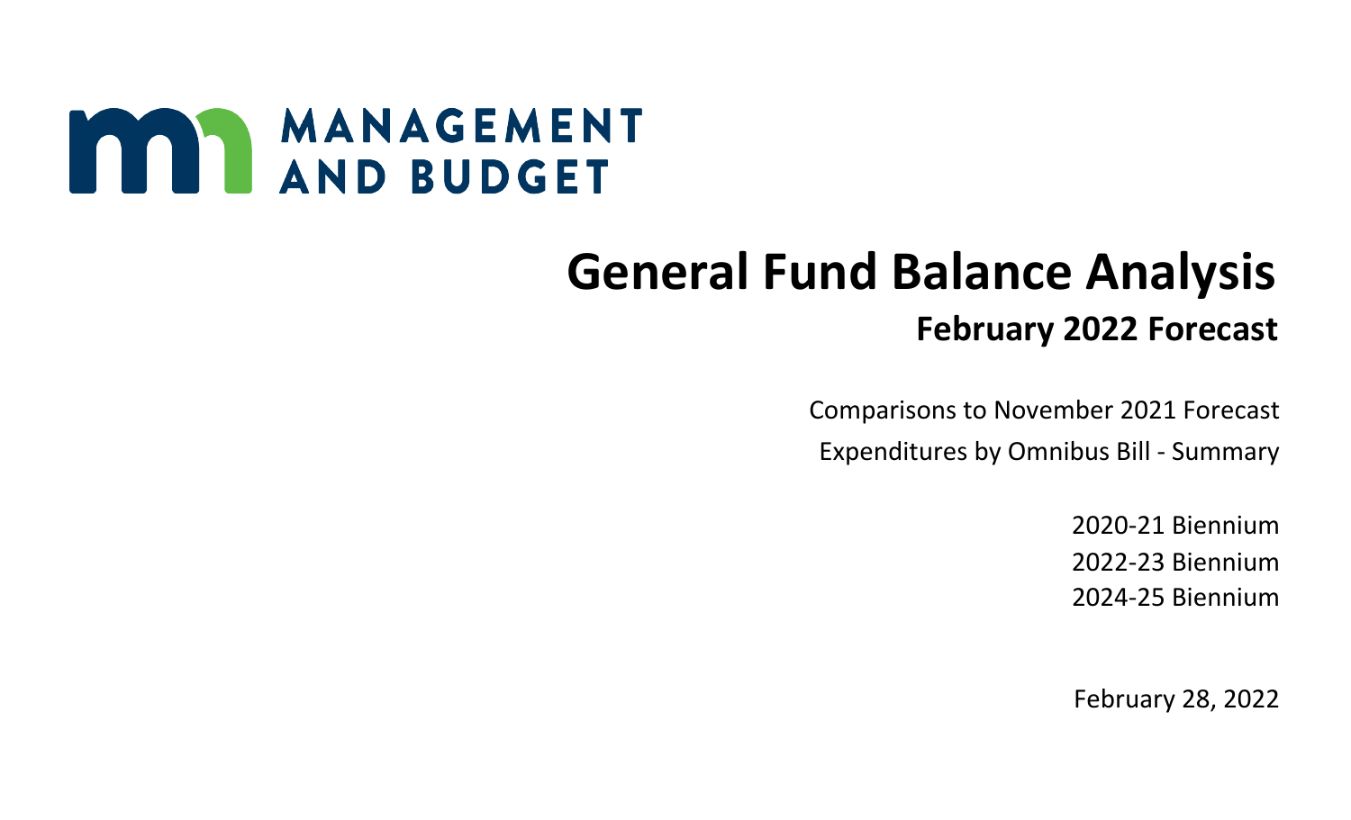MANAGEMENT AND BUDGET

# General Fund Balance Analysis

## February 2022 Forecast

Comparisons to November 2021 Forecast

Expenditures by Omnibus Bill - Summary

2020-21 Biennium

2022-23 Biennium

2024-25 Biennium

February 28, 2022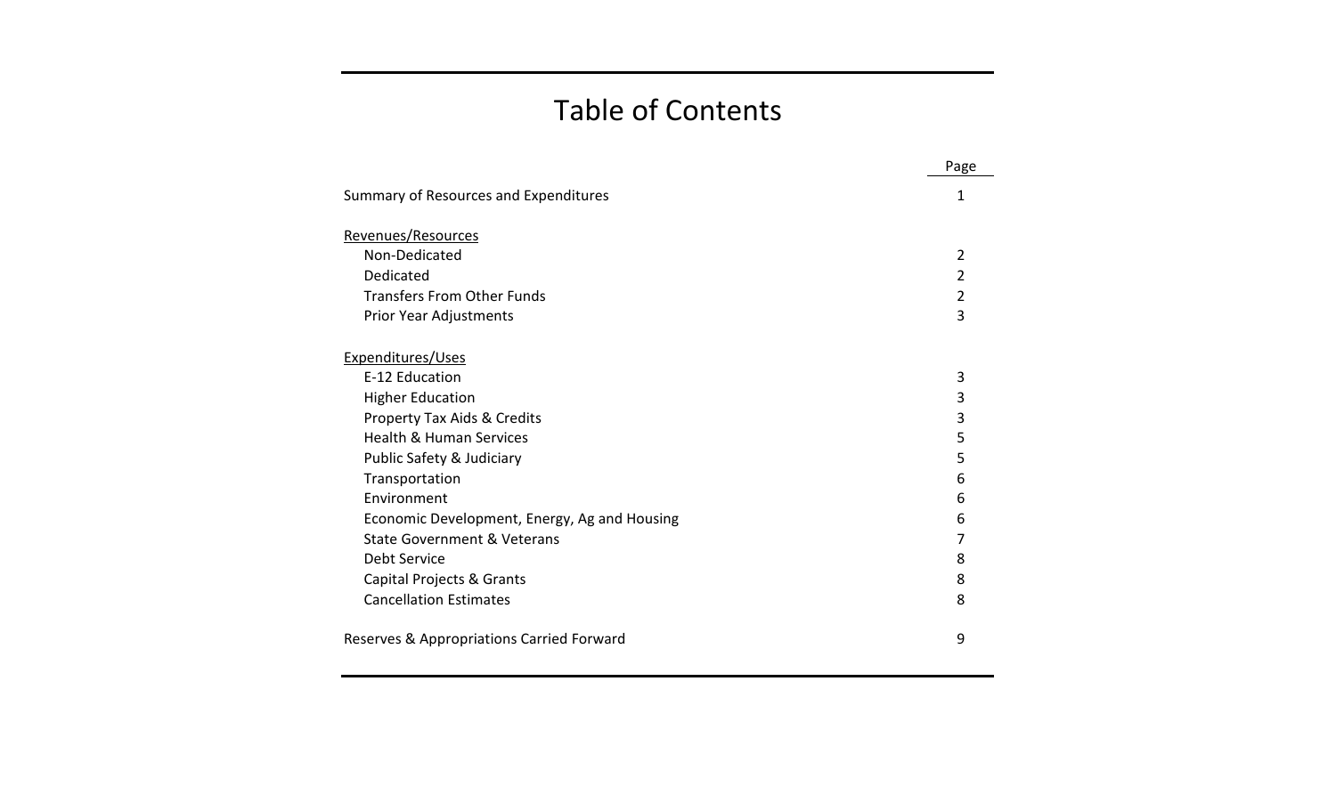# Table of Contents

| | Page |
|---|---|
| Summary of Resources and Expenditures | 1 |
| Revenues/Resources | |
| Non-Dedicated | 2 |
| Dedicated | 2 |
| Transfers From Other Funds | 2 |
| Prior Year Adjustments | 3 |
| Expenditures/Uses | |
| E-12 Education | 3 |
| Higher Education | 3 |
| Property Tax Aids & Credits | 3 |
| Health & Human Services | 5 |
| Public Safety & Judiciary | 5 |
| Transportation | 6 |
| Environment | 6 |
| Economic Development, Energy, Ag and Housing | 6 |
| State Government & Veterans | 7 |
| Debt Service | 8 |
| Capital Projects & Grants | 8 |
| Cancellation Estimates | 8 |
| Reserves & Appropriations Carried Forward | 9 |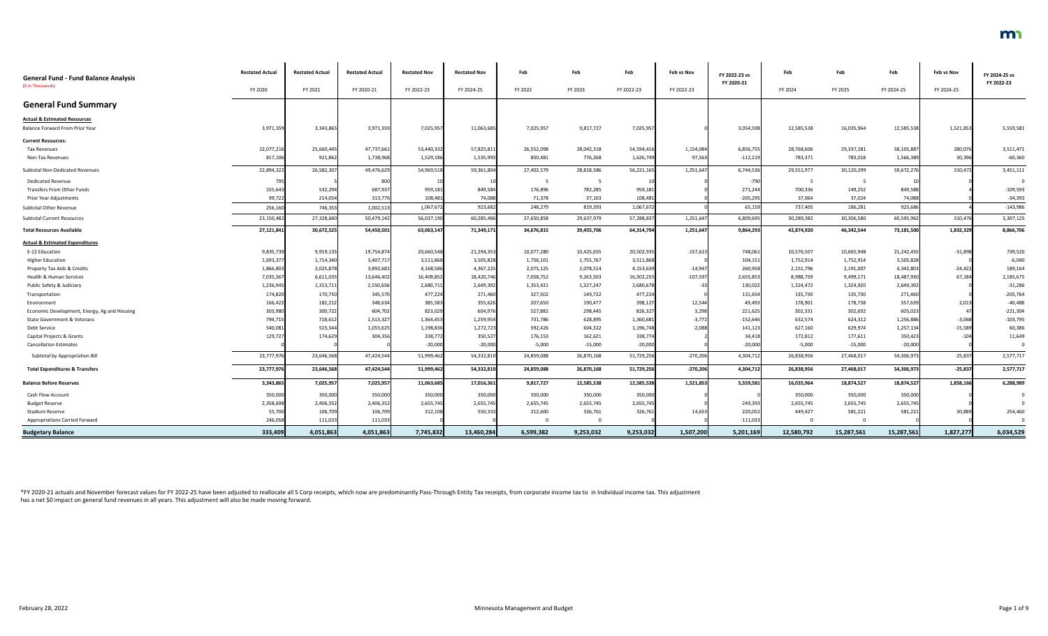## General Fund - Fund Balance Analysis

($ in Thousands)

| | Restated Actual FY 2020 | Restated Actual FY 2021 | Restated Actual FY 2020-21 | Restated Nov FY 2022-23 | Restated Nov FY 2024-25 | Feb FY 2022 | Feb FY 2023 | Feb FY 2022-23 | Feb vs Nov FY 2022-23 | FY 2022-23 vs FY 2020-21 | Feb FY 2024 | Feb FY 2025 | Feb FY 2024-25 | Feb vs Nov FY 2024-25 | FY 2024-25 vs FY 2022-23 |
|---|---|---|---|---|---|---|---|---|---|---|---|---|---|---|---|
| **General Fund Summary** | | | | | | | | | | | | | | | |
| **Actual & Estimated Resources** | | | | | | | | | | | | | | | |
| Balance Forward From Prior Year | 3,971,359 | 3,343,865 | 3,971,359 | 7,025,957 | 11,063,685 | 7,025,957 | 9,817,727 | 7,025,957 | 0 | 3,054,598 | 12,585,538 | 16,035,964 | 12,585,538 | 1,521,853 | 5,559,581 |
| **Current Resources:** | | | | | | | | | | | | | | | |
| Tax Revenues | 22,077,216 | 25,660,445 | 47,737,661 | 53,440,332 | 57,825,811 | 26,552,098 | 28,042,318 | 54,594,416 | 1,154,084 | 6,856,755 | 28,768,606 | 29,337,281 | 58,105,887 | 280,076 | 3,511,471 |
| Non-Tax Revenues | 817,106 | 921,862 | 1,738,968 | 1,529,186 | 1,535,993 | 850,481 | 776,268 | 1,626,749 | 97,563 | -112,219 | 783,371 | 783,018 | 1,566,389 | 30,396 | -60,360 |
| Subtotal Non-Dedicated Revenues | 22,894,322 | 26,582,307 | 49,476,629 | 54,969,518 | 59,361,804 | 27,402,579 | 28,818,586 | 56,221,165 | 1,251,647 | 6,744,536 | 29,551,977 | 30,120,299 | 59,672,276 | 310,472 | 3,451,111 |
| Dedicated Revenue | 795 | 5 | 800 | 10 | 10 | 5 | 5 | 10 | 0 | -790 | 5 | 5 | 10 | 0 | 0 |
| Transfers From Other Funds | 155,643 | 532,294 | 687,937 | 959,181 | 849,584 | 176,896 | 782,285 | 959,181 | 0 | 271,244 | 700,336 | 149,252 | 849,588 | 4 | -109,593 |
| Prior Year Adjustments | 99,722 | 214,054 | 313,776 | 108,481 | 74,088 | 71,378 | 37,103 | 108,481 | 0 | -205,295 | 37,064 | 37,024 | 74,088 | 0 | -34,393 |
| Subtotal Other Revenue | 256,160 | 746,353 | 1,002,513 | 1,067,672 | 923,682 | 248,279 | 819,393 | 1,067,672 | 0 | 65,159 | 737,405 | 186,281 | 923,686 | 4 | -143,986 |
| Subtotal Current Resources | 23,150,482 | 27,328,660 | 50,479,142 | 56,037,190 | 60,285,486 | 27,650,858 | 29,637,979 | 57,288,837 | 1,251,647 | 6,809,695 | 30,289,382 | 30,306,580 | 60,595,962 | 310,476 | 3,307,125 |
| **Total Resources Available** | 27,121,841 | 30,672,525 | 54,450,501 | 63,063,147 | 71,349,171 | 34,676,815 | 39,455,706 | 64,314,794 | 1,251,647 | 9,864,293 | 42,874,920 | 46,342,544 | 73,181,500 | 1,832,329 | 8,866,706 |
| **Actual & Estimated Expenditures** | | | | | | | | | | | | | | | |
| E-12 Education | 9,835,739 | 9,919,135 | 19,754,874 | 20,660,548 | 21,294,353 | 10,077,280 | 10,425,655 | 20,502,935 | -157,613 | 748,061 | 10,576,507 | 10,665,948 | 21,242,455 | -51,898 | 739,520 |
| Higher Education | 1,693,377 | 1,714,340 | 3,407,717 | 3,511,868 | 3,505,828 | 1,756,101 | 1,755,767 | 3,511,868 | 0 | 104,151 | 1,752,914 | 1,752,914 | 3,505,828 | 0 | -6,040 |
| Property Tax Aids & Credits | 1,866,803 | 2,025,878 | 3,892,681 | 4,168,586 | 4,367,225 | 2,075,125 | 2,078,514 | 4,153,639 | -14,947 | 260,958 | 2,151,796 | 2,191,007 | 4,342,803 | -24,422 | 189,164 |
| Health & Human Services | 7,035,367 | 6,611,035 | 13,646,402 | 16,409,852 | 18,420,746 | 7,038,752 | 9,263,503 | 16,302,255 | -107,597 | 2,655,853 | 8,988,759 | 9,499,171 | 18,487,930 | 67,184 | 2,185,675 |
| Public Safety & Judiciary | 1,236,945 | 1,313,711 | 2,550,656 | 2,680,711 | 2,649,392 | 1,353,431 | 1,327,247 | 2,680,678 | -33 | 130,022 | 1,324,472 | 1,324,920 | 2,649,392 | 0 | -31,286 |
| Transportation | 174,820 | 170,750 | 345,570 | 477,224 | 271,460 | 327,502 | 149,722 | 477,224 | 0 | 131,654 | 135,730 | 135,730 | 271,460 | 0 | -205,764 |
| Environment | 166,422 | 182,212 | 348,634 | 385,583 | 355,626 | 207,650 | 190,477 | 398,127 | 12,544 | 49,493 | 178,901 | 178,738 | 357,639 | 2,013 | -40,488 |
| Economic Development, Energy, Ag and Housing | 303,980 | 300,722 | 604,702 | 823,029 | 604,976 | 527,882 | 298,445 | 826,327 | 3,298 | 221,625 | 302,331 | 302,692 | 605,023 | 47 | -221,304 |
| State Government & Veterans | 794,715 | 718,612 | 1,513,327 | 1,364,453 | 1,259,954 | 731,786 | 628,895 | 1,360,681 | -3,772 | -152,646 | 632,574 | 624,312 | 1,256,886 | -3,068 | -103,795 |
| Debt Service | 540,081 | 515,544 | 1,055,625 | 1,198,836 | 1,272,723 | 592,426 | 604,322 | 1,196,748 | -2,088 | 141,123 | 627,160 | 629,974 | 1,257,134 | -15,589 | 60,386 |
| Capital Projects & Grants | 129,727 | 174,629 | 304,356 | 338,772 | 350,527 | 176,153 | 162,621 | 338,774 | 2 | 34,418 | 172,812 | 177,611 | 350,423 | -104 | 11,649 |
| Cancellation Estimates | 0 | 0 | 0 | -20,000 | -20,000 | -5,000 | -15,000 | -20,000 | 0 | -20,000 | -5,000 | -15,000 | -20,000 | 0 | 0 |
| Subtotal by Appropriation Bill | 23,777,976 | 23,646,568 | 47,424,544 | 51,999,462 | 54,332,810 | 24,859,088 | 26,870,168 | 51,729,256 | -270,206 | 4,304,712 | 26,838,956 | 27,468,017 | 54,306,973 | -25,837 | 2,577,717 |
| **Total Expenditures & Transfers** | 23,777,976 | 23,646,568 | 47,424,544 | 51,999,462 | 54,332,810 | 24,859,088 | 26,870,168 | 51,729,256 | -270,206 | 4,304,712 | 26,838,956 | 27,468,017 | 54,306,973 | -25,837 | 2,577,717 |
| **Balance Before Reserves** | 3,343,865 | 7,025,957 | 7,025,957 | 11,063,685 | 17,016,361 | 9,817,727 | 12,585,538 | 12,585,538 | 1,521,853 | 5,559,581 | 16,035,964 | 18,874,527 | 18,874,527 | 1,858,166 | 6,288,989 |
| Cash Flow Account | 350,000 | 350,000 | 350,000 | 350,000 | 350,000 | 350,000 | 350,000 | 350,000 | 0 | | 350,000 | 350,000 | 350,000 | 0 | 0 |
| Budget Reserve | 2,358,698 | 2,406,352 | 2,406,352 | 2,655,745 | 2,655,745 | 2,655,745 | 2,655,745 | 2,655,745 | 0 | 249,393 | 2,655,745 | 2,655,745 | 2,655,745 | 0 | 0 |
| Stadium Reserve | 55,700 | 106,709 | 106,709 | 312,108 | 550,332 | 212,600 | 326,761 | 326,761 | 14,653 | 220,052 | 449,427 | 581,221 | 581,221 | 30,889 | 254,460 |
| Appropriations Carried Forward | 246,058 | 111,033 | 111,033 | 0 | 0 | 0 | 0 | 0 | 0 | -111,033 | 0 | 0 | 0 | 0 | 0 |
| **Budgetary Balance** | 333,409 | 4,051,863 | 4,051,863 | 7,745,832 | 13,460,284 | 6,599,382 | 9,253,032 | 9,253,032 | 1,507,200 | 5,201,169 | 12,580,792 | 15,287,561 | 15,287,561 | 1,827,277 | 6,034,529 |

*FY 2020-21 actuals and November forecast values for FY 2022-25 have been adjusted to reallocate all S Corp receipts, which now are predominantly Pass-Through Entity Tax receipts, from corporate income tax to in Individual income tax. This adjustment has a net $0 impact on general fund revenues in all years. This adjustment will also be made moving forward.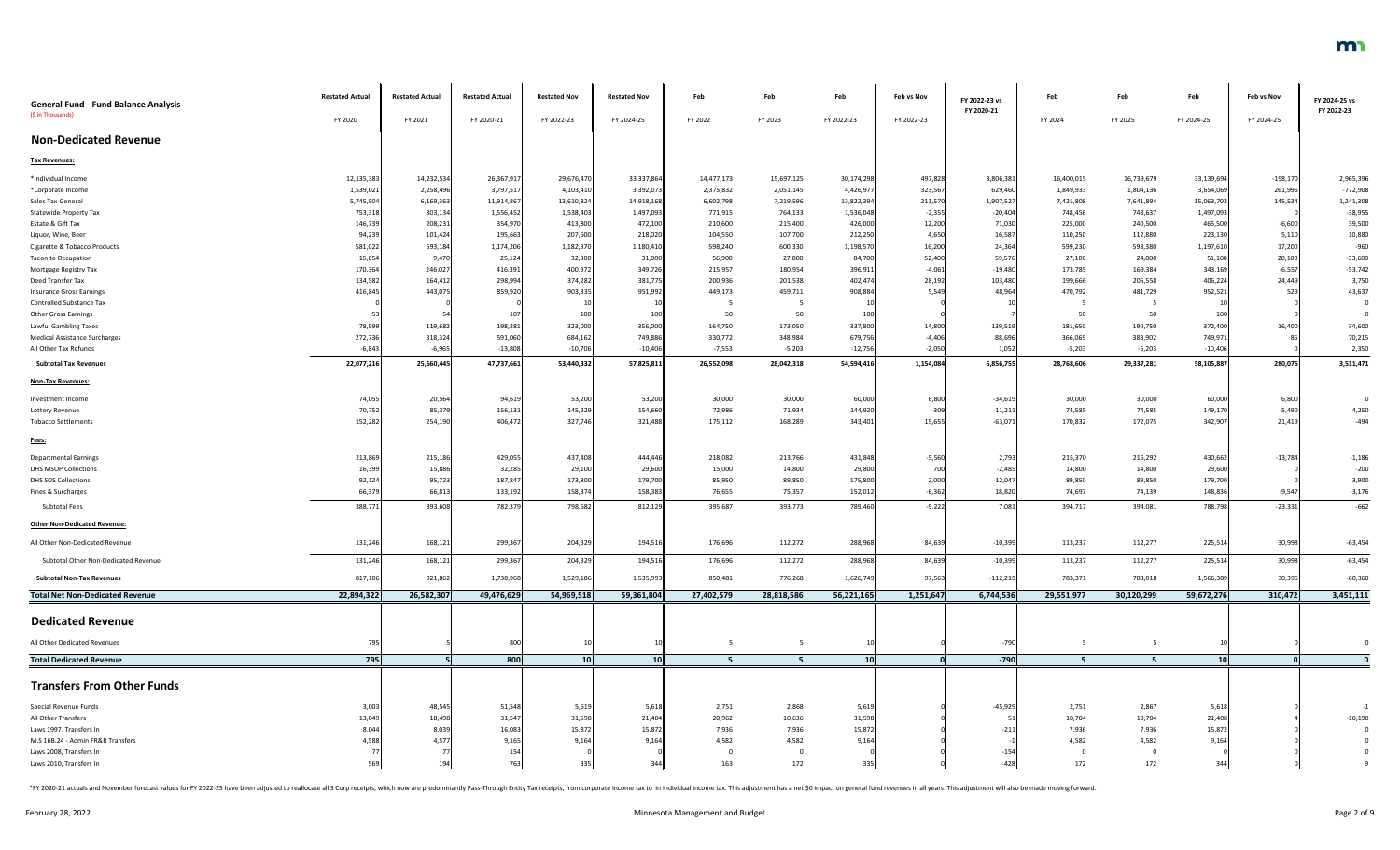# General Fund - Fund Balance Analysis

($ in Thousands)

| | Restated Actual FY 2020 | Restated Actual FY 2021 | Restated Actual FY 2020-21 | Restated Nov FY 2022-23 | Restated Nov FY 2024-25 | Feb FY 2022 | Feb FY 2023 | Feb FY 2022-23 | Feb vs Nov FY 2022-23 | FY 2022-23 vs FY 2020-21 | Feb FY 2024 | Feb FY 2025 | Feb FY 2024-25 | Feb vs Nov FY 2024-25 | FY 2024-25 vs FY 2022-23 |
|---|---|---|---|---|---|---|---|---|---|---|---|---|---|---|---|
| **Non-Dedicated Revenue** | | | | | | | | | | | | | | | |
| **Tax Revenues:** | | | | | | | | | | | | | | | |
| *Individual Income | 12,135,383 | 14,232,534 | 26,367,917 | 29,676,470 | 33,337,864 | 14,477,173 | 15,697,125 | 30,174,298 | 497,828 | 3,806,381 | 16,400,015 | 16,739,679 | 33,139,694 | -198,170 | 2,965,396 |
| *Corporate Income | 1,539,021 | 2,258,496 | 3,797,517 | 4,103,410 | 3,392,073 | 2,375,832 | 2,051,145 | 4,426,977 | 323,567 | 629,460 | 1,849,933 | 1,804,136 | 3,654,069 | 261,996 | -772,908 |
| Sales Tax-General | 5,745,504 | 6,169,363 | 11,914,867 | 13,610,824 | 14,918,168 | 6,602,798 | 7,219,596 | 13,822,394 | 211,570 | 1,907,527 | 7,421,808 | 7,641,894 | 15,063,702 | 145,534 | 1,241,308 |
| Statewide Property Tax | 753,318 | 803,134 | 1,556,452 | 1,538,403 | 1,497,093 | 771,915 | 764,133 | 1,536,048 | -2,355 | -20,404 | 748,456 | 748,637 | 1,497,093 | 0 | -38,955 |
| Estate & Gift Tax | 146,739 | 208,231 | 354,970 | 413,800 | 472,100 | 210,600 | 215,400 | 426,000 | 12,200 | 71,030 | 225,000 | 240,500 | 465,500 | -6,600 | 39,500 |
| Liquor, Wine, Beer | 94,239 | 101,424 | 195,663 | 207,600 | 218,020 | 104,550 | 107,700 | 212,250 | 4,650 | 16,587 | 110,250 | 112,880 | 223,130 | 5,110 | 10,880 |
| Cigarette & Tobacco Products | 581,022 | 593,184 | 1,174,206 | 1,182,370 | 1,180,410 | 598,240 | 600,330 | 1,198,570 | 16,200 | 24,364 | 599,230 | 598,380 | 1,197,610 | 17,200 | -960 |
| Taconite Occupation | 15,654 | 9,470 | 25,124 | 32,300 | 31,000 | 56,900 | 27,800 | 84,700 | 52,400 | 59,576 | 27,100 | 24,000 | 51,100 | 20,100 | -33,600 |
| Mortgage Registry Tax | 170,364 | 246,027 | 416,391 | 400,972 | 349,726 | 215,957 | 180,954 | 396,911 | -4,061 | -19,480 | 173,785 | 169,384 | 343,169 | -6,557 | -53,742 |
| Deed Transfer Tax | 134,582 | 164,412 | 298,994 | 374,282 | 381,775 | 200,936 | 201,538 | 402,474 | 28,192 | 103,480 | 199,666 | 206,558 | 406,224 | 24,449 | 3,750 |
| Insurance Gross Earnings | 416,845 | 443,075 | 859,920 | 903,335 | 951,992 | 449,173 | 459,711 | 908,884 | 5,549 | 48,964 | 470,792 | 481,729 | 952,521 | 529 | 43,637 |
| Controlled Substance Tax | 0 | 0 | 0 | 10 | 10 | 5 | 5 | 10 | 0 | 10 | 5 | 5 | 10 | 0 | 0 |
| Other Gross Earnings | 53 | 54 | 107 | 100 | 100 | 50 | 50 | 100 | 0 | -7 | 50 | 50 | 100 | 0 | 0 |
| Lawful Gambling Taxes | 78,599 | 119,682 | 198,281 | 323,000 | 356,000 | 164,750 | 173,050 | 337,800 | 14,800 | 139,519 | 181,650 | 190,750 | 372,400 | 16,400 | 34,600 |
| Medical Assistance Surcharges | 272,736 | 318,324 | 591,060 | 684,162 | 749,886 | 330,772 | 348,984 | 679,756 | -4,406 | 88,696 | 366,069 | 383,902 | 749,971 | 85 | 70,215 |
| All Other Tax Refunds | -6,843 | -6,965 | -13,808 | -10,706 | -10,406 | -7,553 | -5,203 | -12,756 | -2,050 | 1,052 | -5,203 | -5,203 | -10,406 | 0 | 2,350 |
| **Subtotal Tax Revenues** | **22,077,216** | **25,660,445** | **47,737,661** | **53,440,332** | **57,825,811** | **26,552,098** | **28,042,318** | **54,594,416** | **1,154,084** | **6,856,755** | **28,768,606** | **29,337,281** | **58,105,887** | **280,076** | **3,511,471** |
| **Non-Tax Revenues:** | | | | | | | | | | | | | | | |
| Investment Income | 74,055 | 20,564 | 94,619 | 53,200 | 53,200 | 30,000 | 30,000 | 60,000 | 6,800 | -34,619 | 30,000 | 30,000 | 60,000 | 6,800 | 0 |
| Lottery Revenue | 70,752 | 85,379 | 156,131 | 145,229 | 154,660 | 72,986 | 71,934 | 144,920 | -309 | -11,211 | 74,585 | 74,585 | 149,170 | -5,490 | 4,250 |
| Tobacco Settlements | 152,282 | 254,190 | 406,472 | 327,746 | 321,488 | 175,112 | 168,289 | 343,401 | 15,655 | -63,071 | 170,832 | 172,075 | 342,907 | 21,419 | -494 |
| **Fees:** | | | | | | | | | | | | | | | |
| Departmental Earnings | 213,869 | 215,186 | 429,055 | 437,408 | 444,446 | 218,082 | 213,766 | 431,848 | -5,560 | 2,793 | 215,370 | 215,292 | 430,662 | -13,784 | -1,186 |
| DHS MSOP Collections | 16,399 | 15,886 | 32,285 | 29,100 | 29,600 | 15,000 | 14,800 | 29,800 | 700 | -2,485 | 14,800 | 14,800 | 29,600 | 0 | -200 |
| DHS SOS Collections | 92,124 | 95,723 | 187,847 | 173,800 | 179,700 | 85,950 | 89,850 | 175,800 | 2,000 | -12,047 | 89,850 | 89,850 | 179,700 | 0 | 3,900 |
| Fines & Surcharges | 66,379 | 66,813 | 133,192 | 158,374 | 158,383 | 76,655 | 75,357 | 152,012 | -6,362 | 18,820 | 74,697 | 74,139 | 148,836 | -9,547 | -3,176 |
| Subtotal Fees | 388,771 | 393,608 | 782,379 | 798,682 | 812,129 | 395,687 | 393,773 | 789,460 | -9,222 | 7,081 | 394,717 | 394,081 | 788,798 | -23,331 | -662 |
| **Other Non-Dedicated Revenue:** | | | | | | | | | | | | | | | |
| All Other Non-Dedicated Revenue | 131,246 | 168,121 | 299,367 | 204,329 | 194,516 | 176,696 | 112,272 | 288,968 | 84,639 | -10,399 | 113,237 | 112,277 | 225,514 | 30,998 | -63,454 |
| Subtotal Other Non-Dedicated Revenue | 131,246 | 168,121 | 299,367 | 204,329 | 194,516 | 176,696 | 112,272 | 288,968 | 84,639 | -10,399 | 113,237 | 112,277 | 225,514 | 30,998 | -63,454 |
| **Subtotal Non-Tax Revenues** | 817,106 | 921,862 | 1,738,968 | 1,529,186 | 1,535,993 | 850,481 | 776,268 | 1,626,749 | 97,563 | -112,219 | 783,371 | 783,018 | 1,566,389 | 30,396 | -60,360 |
| **Total Net Non-Dedicated Revenue** | **22,894,322** | **26,582,307** | **49,476,629** | **54,969,518** | **59,361,804** | **27,402,579** | **28,818,586** | **56,221,165** | **1,251,647** | **6,744,536** | **29,551,977** | **30,120,299** | **59,672,276** | **310,472** | **3,451,111** |
| **Dedicated Revenue** | | | | | | | | | | | | | | | |
| All Other Dedicated Revenues | 795 | 5 | 800 | 10 | 10 | 5 | 5 | 10 | 0 | -790 | 5 | 5 | 10 | 0 | 0 |
| **Total Dedicated Revenue** | **795** | **5** | **800** | **10** | **10** | **5** | **5** | **10** | **0** | **-790** | **5** | **5** | **10** | **0** | **0** |
| **Transfers From Other Funds** | | | | | | | | | | | | | | | |
| Special Revenue Funds | 3,003 | 48,545 | 51,548 | 5,619 | 5,618 | 2,751 | 2,868 | 5,619 | 0 | -45,929 | 2,751 | 2,867 | 5,618 | 0 | -1 |
| All Other Transfers | 13,049 | 18,498 | 31,547 | 31,598 | 21,404 | 20,962 | 10,636 | 31,598 | 0 | 51 | 10,704 | 10,704 | 21,408 | 4 | -10,190 |
| Laws 1997, Transfers In | 8,044 | 8,039 | 16,083 | 15,872 | 15,872 | 7,936 | 7,936 | 15,872 | 0 | -211 | 7,936 | 7,936 | 15,872 | 0 | 0 |
| M.S 16B.24 - Admin FR&R Transfers | 4,588 | 4,577 | 9,165 | 9,164 | 9,164 | 4,582 | 4,582 | 9,164 | 0 | -1 | 4,582 | 4,582 | 9,164 | 0 | 0 |
| Laws 2008, Transfers In | 77 | 77 | 154 | 0 | 0 | 0 | 0 | 0 | 0 | -154 | 0 | 0 | 0 | 0 | 0 |
| Laws 2010, Transfers In | 569 | 194 | 763 | 335 | 344 | 163 | 172 | 335 | 0 | -428 | 172 | 172 | 344 | 0 | 9 |

*FY 2020-21 actuals and November forecast values for FY 2022-25 have been adjusted to reallocate all S Corp receipts, which now are predominantly Pass-Through Entity Tax receipts, from corporate income tax to in Individual income tax. This adjustment has a net $0 impact on general fund revenues in all years. This adjustment will also be made moving forward.

February 28, 2022

Minnesota Management and Budget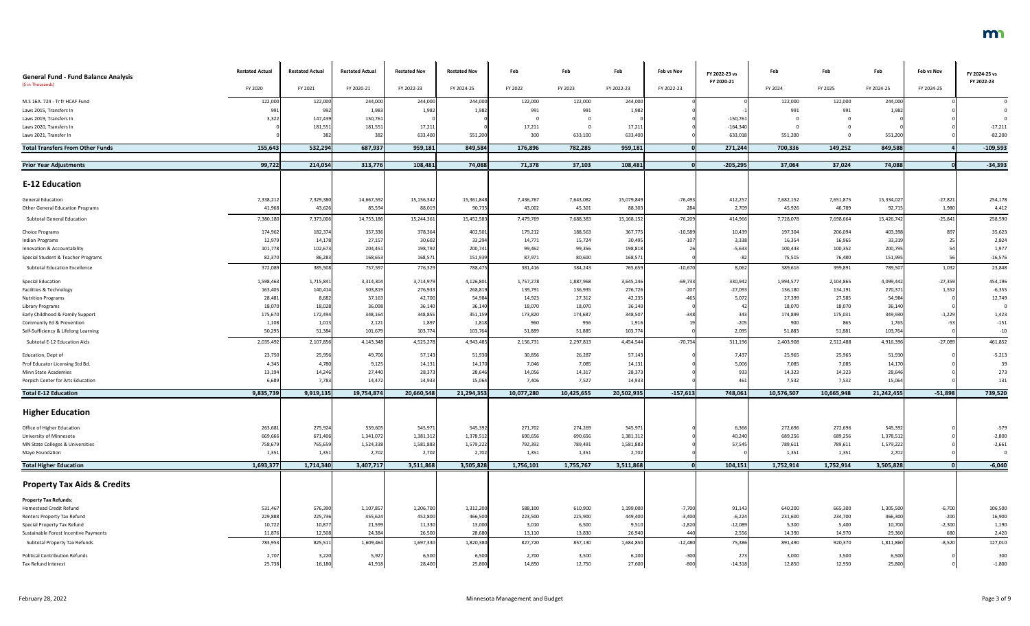| General Fund - Fund Balance Analysis<br>($ in Thousands) | Restated Actual<br>FY 2020 | Restated Actual<br>FY 2021 | Restated Actual<br>FY 2020-21 | Restated Nov<br>FY 2022-23 | Restated Nov<br>FY 2024-25 | Feb<br>FY 2022 | Feb<br>FY 2023 | Feb<br>FY 2022-23 | Feb vs Nov<br>FY 2022-23 | FY 2022-23 vs FY 2020-21 | Feb<br>FY 2024 | Feb<br>FY 2025 | Feb<br>FY 2024-25 | Feb vs Nov<br>FY 2024-25 | FY 2024-25 vs FY 2022-23 |
|---|---|---|---|---|---|---|---|---|---|---|---|---|---|---|---|
| M.S 16A. 724 - Tr fr HCAF Fund | 122,000 | 122,000 | 244,000 | 244,000 | 244,000 | 122,000 | 122,000 | 244,000 | 0 | 0 | 122,000 | 122,000 | 244,000 | 0 | 0 |
| Laws 2015, Transfers In | 991 | 992 | 1,983 | 1,982 | 1,982 | 991 | 991 | 1,982 | 0 | -1 | 991 | 991 | 1,982 | 0 | 0 |
| Laws 2019, Transfers In | 3,322 | 147,439 | 150,761 | 0 | 0 | 0 | 0 | 0 | 0 | -150,761 | 0 | 0 | 0 | 0 | 0 |
| Laws 2020, Transfers In | 0 | 181,551 | 181,551 | 17,211 | 0 | 17,211 | 0 | 17,211 | 0 | -164,340 | 0 | 0 | 0 | 0 | -17,211 |
| Laws 2021, Transfer In | 0 | 382 | 382 | 633,400 | 551,200 | 300 | 633,100 | 633,400 | 0 | 633,018 | 551,200 | 0 | 551,200 | 0 | -82,200 |
| **Total Transfers From Other Funds** | **155,643** | **532,294** | **687,937** | **959,181** | **849,584** | **176,896** | **782,285** | **959,181** | **0** | **271,244** | **700,336** | **149,252** | **849,588** | **4** | **-109,593** |
| **Prior Year Adjustments** | **99,722** | **214,054** | **313,776** | **108,481** | **74,088** | **71,378** | **37,103** | **108,481** | **0** | **-205,295** | **37,064** | **37,024** | **74,088** | **0** | **-34,393** |
| **E-12 Education** | | | | | | | | | | | | | | | |
| General Education | 7,338,212 | 7,329,380 | 14,667,592 | 15,156,342 | 15,361,848 | 7,436,767 | 7,643,082 | 15,079,849 | -76,493 | 412,257 | 7,682,152 | 7,651,875 | 15,334,027 | -27,821 | 254,178 |
| Other General Education Programs | 41,968 | 43,626 | 85,594 | 88,019 | 90,735 | 43,002 | 45,301 | 88,303 | 284 | 2,709 | 45,926 | 46,789 | 92,715 | 1,980 | 4,412 |
| Subtotal General Education | 7,380,180 | 7,373,006 | 14,753,186 | 15,244,361 | 15,452,583 | 7,479,769 | 7,688,383 | 15,168,152 | -76,209 | 414,966 | 7,728,078 | 7,698,664 | 15,426,742 | -25,841 | 258,590 |
| Choice Programs | 174,962 | 182,374 | 357,336 | 378,364 | 402,501 | 179,212 | 188,563 | 367,775 | -10,589 | 10,439 | 197,304 | 206,094 | 403,398 | 897 | 35,623 |
| Indian Programs | 12,979 | 14,178 | 27,157 | 30,602 | 33,294 | 14,771 | 15,724 | 30,495 | -107 | 3,338 | 16,354 | 16,965 | 33,319 | 25 | 2,824 |
| Innovation & Accountability | 101,778 | 102,673 | 204,451 | 198,792 | 200,741 | 99,462 | 99,356 | 198,818 | 26 | -5,633 | 100,443 | 100,352 | 200,795 | 54 | 1,977 |
| Special Student & Teacher Programs | 82,370 | 86,283 | 168,653 | 168,571 | 151,939 | 87,971 | 80,600 | 168,571 | 0 | -82 | 75,515 | 76,480 | 151,995 | 56 | -16,576 |
| Subtotal Education Excellence | 372,089 | 385,508 | 757,597 | 776,329 | 788,475 | 381,416 | 384,243 | 765,659 | -10,670 | 8,062 | 389,616 | 399,891 | 789,507 | 1,032 | 23,848 |
| Special Education | 1,598,463 | 1,715,841 | 3,314,304 | 3,714,979 | 4,126,801 | 1,757,278 | 1,887,968 | 3,645,246 | -69,733 | 330,942 | 1,994,577 | 2,104,865 | 4,099,442 | -27,359 | 454,196 |
| Facilities & Technology | 163,405 | 140,414 | 303,819 | 276,933 | 268,819 | 139,791 | 136,935 | 276,726 | -207 | -27,093 | 136,180 | 134,191 | 270,371 | 1,552 | -6,355 |
| Nutrition Programs | 28,481 | 8,682 | 37,163 | 42,700 | 54,984 | 14,923 | 27,312 | 42,235 | -465 | 5,072 | 27,399 | 27,585 | 54,984 | 0 | 12,749 |
| Library Programs | 18,070 | 18,028 | 36,098 | 36,140 | 36,140 | 18,070 | 18,070 | 36,140 | 0 | 42 | 18,070 | 18,070 | 36,140 | 0 | 0 |
| Early Childhood & Family Support | 175,670 | 172,494 | 348,164 | 348,855 | 351,159 | 173,820 | 174,687 | 348,507 | -348 | 343 | 174,899 | 175,031 | 349,930 | -1,229 | 1,423 |
| Community Ed & Prevention | 1,108 | 1,013 | 2,121 | 1,897 | 1,818 | 960 | 956 | 1,916 | 19 | -205 | 900 | 865 | 1,765 | -53 | -151 |
| Self-Sufficiency & Lifelong Learning | 50,295 | 51,384 | 101,679 | 103,774 | 103,764 | 51,889 | 51,885 | 103,774 | 0 | 2,095 | 51,883 | 51,881 | 103,764 | 0 | -10 |
| Subtotal E-12 Education Aids | 2,035,492 | 2,107,856 | 4,143,348 | 4,525,278 | 4,943,485 | 2,156,731 | 2,297,813 | 4,454,544 | -70,734 | 311,196 | 2,403,908 | 2,512,488 | 4,916,396 | -27,089 | 461,852 |
| Education, Dept of | 23,750 | 25,956 | 49,706 | 57,143 | 51,930 | 30,856 | 26,287 | 57,143 | 0 | 7,437 | 25,965 | 25,965 | 51,930 | 0 | -5,213 |
| Prof Educator Licensing Std Bd. | 4,345 | 4,780 | 9,125 | 14,131 | 14,170 | 7,046 | 7,085 | 14,131 | 0 | 5,006 | 7,085 | 7,085 | 14,170 | 0 | 39 |
| Minn State Academies | 13,194 | 14,246 | 27,440 | 28,373 | 28,646 | 14,056 | 14,317 | 28,373 | 0 | 933 | 14,323 | 14,323 | 28,646 | 0 | 273 |
| Perpich Center for Arts Education | 6,689 | 7,783 | 14,472 | 14,933 | 15,064 | 7,406 | 7,527 | 14,933 | 0 | 461 | 7,532 | 7,532 | 15,064 | 0 | 131 |
| **Total E-12 Education** | **9,835,739** | **9,919,135** | **19,754,874** | **20,660,548** | **21,294,353** | **10,077,280** | **10,425,655** | **20,502,935** | **-157,613** | **748,061** | **10,576,507** | **10,665,948** | **21,242,455** | **-51,898** | **739,520** |
| **Higher Education** | | | | | | | | | | | | | | | |
| Office of Higher Education | 263,681 | 275,924 | 539,605 | 545,971 | 545,392 | 271,702 | 274,269 | 545,971 | 0 | 6,366 | 272,696 | 272,696 | 545,392 | 0 | -579 |
| University of Minnesota | 669,666 | 671,406 | 1,341,072 | 1,381,312 | 1,378,512 | 690,656 | 690,656 | 1,381,312 | 0 | 40,240 | 689,256 | 689,256 | 1,378,512 | 0 | -2,800 |
| MN State Colleges & Universities | 758,679 | 765,659 | 1,524,338 | 1,581,883 | 1,579,222 | 792,392 | 789,491 | 1,581,883 | 0 | 57,545 | 789,611 | 789,611 | 1,579,222 | 0 | -2,661 |
| Mayo Foundation | 1,351 | 1,351 | 2,702 | 2,702 | 2,702 | 1,351 | 1,351 | 2,702 | 0 | 0 | 1,351 | 1,351 | 2,702 | 0 | 0 |
| **Total Higher Education** | **1,693,377** | **1,714,340** | **3,407,717** | **3,511,868** | **3,505,828** | **1,756,101** | **1,755,767** | **3,511,868** | **0** | **104,151** | **1,752,914** | **1,752,914** | **3,505,828** | **0** | **-6,040** |
| **Property Tax Aids & Credits** | | | | | | | | | | | | | | | |
| **Property Tax Refunds:** | | | | | | | | | | | | | | | |
| Homestead Credit Refund | 531,467 | 576,390 | 1,107,857 | 1,206,700 | 1,312,200 | 588,100 | 610,900 | 1,199,000 | -7,700 | 91,143 | 640,200 | 665,300 | 1,305,500 | -6,700 | 106,500 |
| Renters Property Tax Refund | 229,888 | 225,736 | 455,624 | 452,800 | 466,500 | 223,500 | 225,900 | 449,400 | -3,400 | -6,224 | 231,600 | 234,700 | 466,300 | -200 | 16,900 |
| Special Property Tax Refund | 10,722 | 10,877 | 21,599 | 11,330 | 13,000 | 3,010 | 6,500 | 9,510 | -1,820 | -12,089 | 5,300 | 5,400 | 10,700 | -2,300 | 1,190 |
| Sustainable Forest Incentive Payments | 11,876 | 12,508 | 24,384 | 26,500 | 28,680 | 13,110 | 13,830 | 26,940 | 440 | 2,556 | 14,390 | 14,970 | 29,360 | 680 | 2,420 |
| Subtotal Property Tax Refunds | 783,953 | 825,511 | 1,609,464 | 1,697,330 | 1,820,380 | 827,720 | 857,130 | 1,684,850 | -12,480 | 75,386 | 891,490 | 920,370 | 1,811,860 | -8,520 | 127,010 |
| Political Contribution Refunds | 2,707 | 3,220 | 5,927 | 6,500 | 6,500 | 2,700 | 3,500 | 6,200 | -300 | 273 | 3,000 | 3,500 | 6,500 | 0 | 300 |
| Tax Refund Interest | 25,738 | 16,180 | 41,918 | 28,400 | 25,800 | 14,850 | 12,750 | 27,600 | -800 | -14,318 | 12,850 | 12,950 | 25,800 | 0 | -1,800 |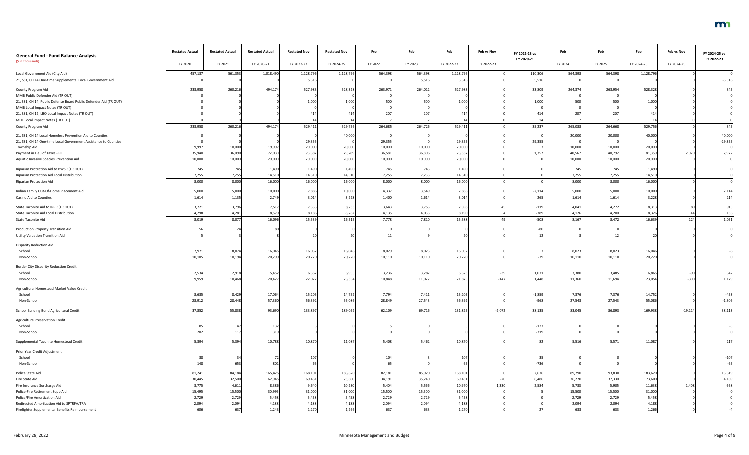## General Fund - Fund Balance Analysis

($ in Thousands)

| | Restated Actual | Restated Actual | Restated Actual | Restated Nov | Restated Nov | Feb | Feb | Feb | Feb vs Nov | FY 2022-23 vs FY 2020-21 | Feb | Feb | Feb | Feb vs Nov | FY 2024-25 vs FY 2022-23 |
|---|---|---|---|---|---|---|---|---|---|---|---|---|---|---|---|
| | FY 2020 | FY 2021 | FY 2020-21 | FY 2022-23 | FY 2024-25 | FY 2022 | FY 2023 | FY 2022-23 | FY 2022-23 | | FY 2024 | FY 2025 | FY 2024-25 | FY 2024-25 | |
| Local Government Aid (City Aid) | 457,137 | 561,353 | 1,018,490 | 1,128,796 | 1,128,796 | 564,398 | 564,398 | 1,128,796 | 0 | 110,306 | 564,398 | 564,398 | 1,128,796 | 0 | 0 |
| 21, SS1, CH 14 One-time Supplemental Local Government Aid | 0 | 0 | 0 | 5,516 | 0 | 0 | 5,516 | 5,516 | 0 | 5,516 | 0 | 0 | 0 | 0 | -5,516 |
| County Program Aid | 233,958 | 260,216 | 494,174 | 527,983 | 528,328 | 263,971 | 264,012 | 527,983 | 0 | 33,809 | 264,374 | 263,954 | 528,328 | 0 | 345 |
| MMB Public Defender Aid (TR OUT) | 0 | 0 | 0 | 0 | 0 | 0 | 0 | 0 | 0 | 0 | 0 | 0 | 0 | 0 | 0 |
| 21, SS1, CH 14, Public Defense Board Public Defender Aid (TR OUT) | 0 | 0 | 0 | 1,000 | 1,000 | 500 | 500 | 1,000 | 0 | 1,000 | 500 | 500 | 1,000 | 0 | 0 |
| MMB Local Impact Notes (TR OUT) | 0 | 0 | 0 | 0 | 0 | 0 | 0 | 0 | 0 | 0 | 0 | 0 | 0 | 0 | 0 |
| 21, SS1, CH 12, LBO Local Impact Notes (TR OUT) | 0 | 0 | 0 | 414 | 414 | 207 | 207 | 414 | 0 | 414 | 207 | 207 | 414 | 0 | 0 |
| MDE Local Impact Notes (TR OUT) | 0 | 0 | 0 | 14 | 14 | 7 | 7 | 14 | 0 | 14 | 7 | 7 | 14 | 0 | 0 |
| County Program Aid | 233,958 | 260,216 | 494,174 | 529,411 | 529,756 | 264,685 | 264,726 | 529,411 | 0 | 35,237 | 265,088 | 264,668 | 529,756 | 0 | 345 |
| 21, SS1, CH 14 Local Homeless Prevention Aid to Counties | 0 | 0 | 0 | 0 | 40,000 | 0 | 0 | 0 | 0 | 0 | 20,000 | 20,000 | 40,000 | 0 | 40,000 |
| 21, SS1, CH 14 One-time Local Government Assistance to Counties | 0 | 0 | 0 | 29,355 | 0 | 29,355 | 0 | 29,355 | 0 | 29,355 | 0 | 0 | 0 | 0 | -29,355 |
| Township Aid | 9,997 | 10,000 | 19,997 | 20,000 | 20,000 | 10,000 | 10,000 | 20,000 | 0 | 3 | 10,000 | 10,000 | 20,000 | 0 | 0 |
| Payment in Lieu of Taxes - PILT | 35,940 | 36,090 | 72,030 | 73,387 | 79,289 | 36,581 | 36,806 | 73,387 | 0 | 1,357 | 40,567 | 40,792 | 81,359 | 2,070 | 7,972 |
| Aquatic Invasive Species Prevention Aid | 10,000 | 10,000 | 20,000 | 20,000 | 20,000 | 10,000 | 10,000 | 20,000 | 0 | 0 | 10,000 | 10,000 | 20,000 | 0 | 0 |
| Riparian Protection Aid to BWSR (TR OUT) | 745 | 745 | 1,490 | 1,490 | 1,490 | 745 | 745 | 1,490 | 0 | 0 | 745 | 745 | 1,490 | 0 | 0 |
| Riparian Protection Aid Local Distribution | 7,255 | 7,255 | 14,510 | 14,510 | 14,510 | 7,255 | 7,255 | 14,510 | 0 | 0 | 7,255 | 7,255 | 14,510 | 0 | 0 |
| Riparian Protection Aid | 8,000 | 8,000 | 16,000 | 16,000 | 16,000 | 8,000 | 8,000 | 16,000 | 0 | 0 | 8,000 | 8,000 | 16,000 | 0 | 0 |
| Indian Family Out-Of-Home Placement Aid | 5,000 | 5,000 | 10,000 | 7,886 | 10,000 | 4,337 | 3,549 | 7,886 | 0 | -2,114 | 5,000 | 5,000 | 10,000 | 0 | 2,114 |
| Casino Aid to Counties | 1,614 | 1,135 | 2,749 | 3,014 | 3,228 | 1,400 | 1,614 | 3,014 | 0 | 265 | 1,614 | 1,614 | 3,228 | 0 | 214 |
| State Taconite Aid to IRRR (TR OUT) | 3,721 | 3,796 | 7,517 | 7,353 | 8,233 | 3,643 | 3,755 | 7,398 | 45 | -119 | 4,041 | 4,272 | 8,313 | 80 | 915 |
| State Taconite Aid Local Distribution | 4,298 | 4,281 | 8,579 | 8,186 | 8,282 | 4,135 | 4,055 | 8,190 | 4 | -389 | 4,126 | 4,200 | 8,326 | 44 | 136 |
| State Taconite Aid | 8,019 | 8,077 | 16,096 | 15,539 | 16,515 | 7,778 | 7,810 | 15,588 | 49 | -508 | 8,167 | 8,472 | 16,639 | 124 | 1,051 |
| Production Property Transition Aid | 56 | 24 | 80 | 0 | 0 | 0 | 0 | 0 | 0 | -80 | 0 | 0 | 0 | 0 | 0 |
| Utility Valuation Transition Aid | 5 | 3 | 8 | 20 | 20 | 11 | 9 | 20 | 0 | 12 | 8 | 12 | 20 | 0 | 0 |
| Disparity Reduction Aid | | | | | | | | | | | | | | | |
| School | 7,971 | 8,074 | 16,045 | 16,052 | 16,046 | 8,029 | 8,023 | 16,052 | 0 | 7 | 8,023 | 8,023 | 16,046 | 0 | -6 |
| Non-School | 10,105 | 10,194 | 20,299 | 20,220 | 20,220 | 10,110 | 10,110 | 20,220 | 0 | -79 | 10,110 | 10,110 | 20,220 | 0 | 0 |
| Border City Disparity Reduction Credit | | | | | | | | | | | | | | | |
| School | 2,534 | 2,918 | 5,452 | 6,562 | 6,955 | 3,236 | 3,287 | 6,523 | -39 | 1,071 | 3,380 | 3,485 | 6,865 | -90 | 342 |
| Non-School | 9,959 | 10,468 | 20,427 | 22,022 | 23,354 | 10,848 | 11,027 | 21,875 | -147 | 1,448 | 11,360 | 11,694 | 23,054 | -300 | 1,179 |
| Agricultural Homestead Market Value Credit | | | | | | | | | | | | | | | |
| School | 8,635 | 8,429 | 17,064 | 15,205 | 14,752 | 7,794 | 7,411 | 15,205 | 0 | -1,859 | 7,376 | 7,376 | 14,752 | 0 | -453 |
| Non-School | 28,912 | 28,448 | 57,360 | 56,392 | 55,086 | 28,849 | 27,543 | 56,392 | 0 | -968 | 27,543 | 27,543 | 55,086 | 0 | -1,306 |
| School Building Bond Agricultural Credit | 37,852 | 55,838 | 93,690 | 133,897 | 189,052 | 62,109 | 69,716 | 131,825 | -2,072 | 38,135 | 83,045 | 86,893 | 169,938 | -19,114 | 38,113 |
| Agriculture Preservation Credit | | | | | | | | | | | | | | | |
| School | 85 | 47 | 132 | 5 | 0 | 5 | 0 | 5 | 0 | -127 | 0 | 0 | 0 | 0 | -5 |
| Non-School | 202 | 117 | 319 | 0 | 0 | 0 | 0 | 0 | 0 | -319 | 0 | 0 | 0 | 0 | 0 |
| Supplemental Taconite Homestead Credit | 5,394 | 5,394 | 10,788 | 10,870 | 11,087 | 5,408 | 5,462 | 10,870 | 0 | 82 | 5,516 | 5,571 | 11,087 | 0 | 217 |
| Prior Year Credit Adjustment | | | | | | | | | | | | | | | |
| School | 38 | 34 | 72 | 107 | 0 | 104 | 3 | 107 | 0 | 35 | 0 | 0 | 0 | 0 | -107 |
| Non-School | 148 | 653 | 801 | 65 | 0 | 65 | 0 | 65 | 0 | -736 | 0 | 0 | 0 | 0 | -65 |
| Police State Aid | 81,241 | 84,184 | 165,425 | 168,101 | 183,620 | 82,181 | 85,920 | 168,101 | 0 | 2,676 | 89,790 | 93,830 | 183,620 | 0 | 15,519 |
| Fire State Aid | 30,445 | 32,500 | 62,945 | 69,451 | 73,600 | 34,191 | 35,240 | 69,431 | -20 | 6,486 | 36,270 | 37,330 | 73,600 | 0 | 4,169 |
| Fire Insurance Surcharge Aid | 3,775 | 4,611 | 8,386 | 9,640 | 10,230 | 5,404 | 5,566 | 10,970 | 1,330 | 2,584 | 5,733 | 5,905 | 11,638 | 1,408 | 668 |
| Police-Fire Retirement Supp Aid | 15,495 | 15,500 | 30,995 | 31,000 | 31,000 | 15,500 | 15,500 | 31,000 | 0 | 5 | 15,500 | 15,500 | 31,000 | 0 | 0 |
| Police/Fire Amortization Aid | 2,729 | 2,729 | 5,458 | 5,458 | 5,458 | 2,729 | 2,729 | 5,458 | 0 | 0 | 2,729 | 2,729 | 5,458 | 0 | 0 |
| Redirected Amortization Aid to SPTRFA/TRA | 2,094 | 2,094 | 4,188 | 4,188 | 4,188 | 2,094 | 2,094 | 4,188 | 0 | 0 | 2,094 | 2,094 | 4,188 | 0 | 0 |
| Firefighter Supplemental Benefits Reimbursement | 606 | 637 | 1,243 | 1,270 | 1,266 | 637 | 633 | 1,270 | 0 | 27 | 633 | 633 | 1,266 | 0 | -4 |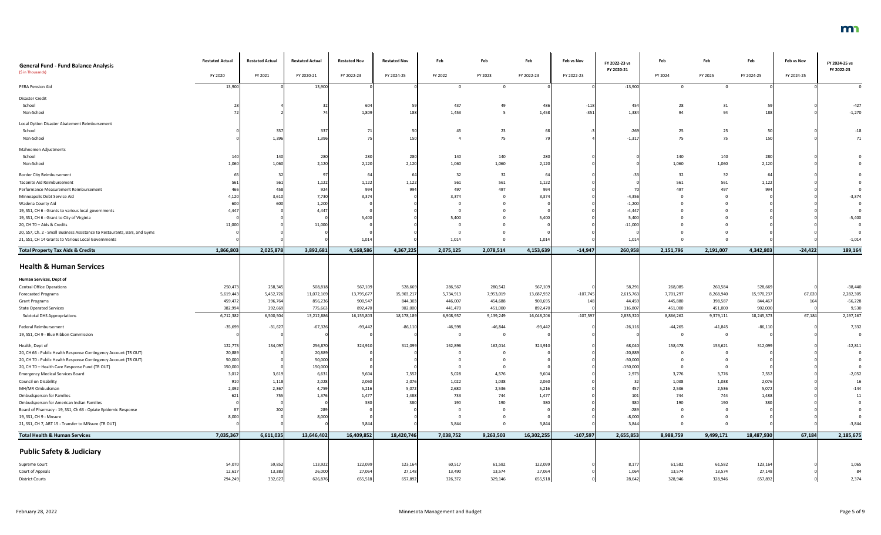| General Fund - Fund Balance Analysis ($ in Thousands) | Restated Actual FY 2020 | Restated Actual FY 2021 | Restated Actual FY 2020-21 | Restated Nov FY 2022-23 | Restated Nov FY 2024-25 | Feb FY 2022 | Feb FY 2023 | Feb FY 2022-23 | Feb vs Nov FY 2022-23 | FY 2022-23 vs FY 2020-21 | Feb FY 2024 | Feb FY 2025 | Feb FY 2024-25 | Feb vs Nov FY 2024-25 | FY 2024-25 vs FY 2022-23 |
|---|---|---|---|---|---|---|---|---|---|---|---|---|---|---|---|
| PERA Pension Aid | 13,900 | 0 | 13,900 | 0 | 0 | 0 | 0 | 0 | 0 | -13,900 | 0 | 0 | 0 | 0 | 0 |
| Disaster Credit | | | | | | | | | | | | | | | |
| School | 28 | 4 | 32 | 604 | 59 | 437 | 49 | 486 | -118 | 454 | 28 | 31 | 59 | 0 | -427 |
| Non-School | 72 | 2 | 74 | 1,809 | 188 | 1,453 | 5 | 1,458 | -351 | 1,384 | 94 | 94 | 188 | 0 | -1,270 |
| Local Option Disaster Abatement Reimbursement | | | | | | | | | | | | | | | |
| School | 0 | 337 | 337 | 71 | 50 | 45 | 23 | 68 | -3 | -269 | 25 | 25 | 50 | 0 | -18 |
| Non-School | 0 | 1,396 | 1,396 | 75 | 150 | 4 | 75 | 79 | 4 | -1,317 | 75 | 75 | 150 | 0 | 71 |
| Mahnomen Adjustments | | | | | | | | | | | | | | | |
| School | 140 | 140 | 280 | 280 | 280 | 140 | 140 | 280 | 0 | 0 | 140 | 140 | 280 | 0 | 0 |
| Non-School | 1,060 | 1,060 | 2,120 | 2,120 | 2,120 | 1,060 | 1,060 | 2,120 | 0 | 0 | 1,060 | 1,060 | 2,120 | 0 | 0 |
| Border City Reimbursement | 65 | 32 | 97 | 64 | 64 | 32 | 32 | 64 | 0 | -33 | 32 | 32 | 64 | 0 | 0 |
| Taconite Aid Reimbursement | 561 | 561 | 1,122 | 1,122 | 1,122 | 561 | 561 | 1,122 | 0 | 0 | 561 | 561 | 1,122 | 0 | 0 |
| Performance Measurement Reimbursement | 466 | 458 | 924 | 994 | 994 | 497 | 497 | 994 | 0 | 70 | 497 | 497 | 994 | 0 | 0 |
| Minneapolis Debt Service Aid | 4,120 | 3,610 | 7,730 | 3,374 | 0 | 3,374 | 0 | 3,374 | 0 | -4,356 | 0 | 0 | 0 | 0 | -3,374 |
| Wadena County Aid | 600 | 600 | 1,200 | 0 | 0 | 0 | 0 | 0 | 0 | -1,200 | 0 | 0 | 0 | 0 | 0 |
| 19, SS1, CH 6 - Grants to various local governments | 4,447 | 0 | 4,447 | 0 | 0 | 0 | 0 | 0 | 0 | -4,447 | 0 | 0 | 0 | 0 | 0 |
| 19, SS1, CH 6 - Grant to City of Virginia | 0 | 0 | 0 | 5,400 | 0 | 5,400 | 0 | 5,400 | 0 | 5,400 | 0 | 0 | 0 | 0 | -5,400 |
| 20, CH 70 – Aids & Credits | 11,000 | 0 | 11,000 | 0 | 0 | 0 | 0 | 0 | 0 | -11,000 | 0 | 0 | 0 | 0 | 0 |
| 20, SS7, Ch. 2 - Small Business Assistance to Restaurants, Bars, and Gyms | 0 | 0 | 0 | 0 | 0 | 0 | 0 | 0 | 0 | 0 | 0 | 0 | 0 | 0 | 0 |
| 21, SS1, CH 14 Grants to Various Local Governments | 0 | 0 | 0 | 1,014 | 0 | 1,014 | 0 | 1,014 | 0 | 1,014 | 0 | 0 | 0 | 0 | -1,014 |
| **Total Property Tax Aids & Credits** | **1,866,803** | **2,025,878** | **3,892,681** | **4,168,586** | **4,367,225** | **2,075,125** | **2,078,514** | **4,153,639** | **-14,947** | **260,958** | **2,151,796** | **2,191,007** | **4,342,803** | **-24,422** | **189,164** |
| **Health & Human Services** | | | | | | | | | | | | | | | |
| **Human Services, Dept of** | | | | | | | | | | | | | | | |
| Central Office Operations | 250,473 | 258,345 | 508,818 | 567,109 | 528,669 | 286,567 | 280,542 | 567,109 | 0 | 58,291 | 268,085 | 260,584 | 528,669 | 0 | -38,440 |
| Forecasted Programs | 5,619,443 | 5,452,726 | 11,072,169 | 13,795,677 | 15,903,217 | 5,734,913 | 7,953,019 | 13,687,932 | -107,745 | 2,615,763 | 7,701,297 | 8,268,940 | 15,970,237 | 67,020 | 2,282,305 |
| Grant Programs | 459,472 | 396,764 | 856,236 | 900,547 | 844,303 | 446,007 | 454,688 | 900,695 | 148 | 44,459 | 445,880 | 398,587 | 844,467 | 164 | -56,228 |
| State Operated Services | 382,994 | 392,669 | 775,663 | 892,470 | 902,000 | 441,470 | 451,000 | 892,470 | 0 | 116,807 | 451,000 | 451,000 | 902,000 | 0 | 9,530 |
| Subtotal DHS Appropriations | 6,712,382 | 6,500,504 | 13,212,886 | 16,155,803 | 18,178,189 | 6,908,957 | 9,139,249 | 16,048,206 | -107,597 | 2,835,320 | 8,866,262 | 9,379,111 | 18,245,373 | 67,184 | 2,197,167 |
| Federal Reimbursement | -35,699 | -31,627 | -67,326 | -93,442 | -86,110 | -46,598 | -46,844 | -93,442 | 0 | -26,116 | -44,265 | -41,845 | -86,110 | 0 | 7,332 |
| 19, SS1, CH 9 - Blue Ribbon Commission | 0 | 0 | 0 | 0 | 0 | 0 | 0 | 0 | 0 | 0 | 0 | 0 | 0 | 0 | 0 |
| Health, Dept of | 122,773 | 134,097 | 256,870 | 324,910 | 312,099 | 162,896 | 162,014 | 324,910 | 0 | 68,040 | 158,478 | 153,621 | 312,099 | 0 | -12,811 |
| 20, CH 66 - Public Health Response Contingency Account (TR OUT) | 20,889 | 0 | 20,889 | 0 | 0 | 0 | 0 | 0 | 0 | -20,889 | 0 | 0 | 0 | 0 | 0 |
| 20, CH 70 - Public Health Response Contingency Account (TR OUT) | 50,000 | 0 | 50,000 | 0 | 0 | 0 | 0 | 0 | 0 | -50,000 | 0 | 0 | 0 | 0 | 0 |
| 20, CH 70 – Health Care Response Fund (TR OUT) | 150,000 | 0 | 150,000 | 0 | 0 | 0 | 0 | 0 | 0 | -150,000 | 0 | 0 | 0 | 0 | 0 |
| Emergency Medical Services Board | 3,012 | 3,619 | 6,631 | 9,604 | 7,552 | 5,028 | 4,576 | 9,604 | 0 | 2,973 | 3,776 | 3,776 | 7,552 | 0 | -2,052 |
| Council on Disability | 910 | 1,118 | 2,028 | 2,060 | 2,076 | 1,022 | 1,038 | 2,060 | 0 | 32 | 1,038 | 1,038 | 2,076 | 0 | 16 |
| MH/MR Ombudsman | 2,392 | 2,367 | 4,759 | 5,216 | 5,072 | 2,680 | 2,536 | 5,216 | 0 | 457 | 2,536 | 2,536 | 5,072 | 0 | -144 |
| Ombudsperson for Families | 621 | 755 | 1,376 | 1,477 | 1,488 | 733 | 744 | 1,477 | 0 | 101 | 744 | 744 | 1,488 | 0 | 11 |
| Ombudsperson for American Indian Families | 0 | 0 | 0 | 380 | 380 | 190 | 190 | 380 | 0 | 380 | 190 | 190 | 380 | 0 | 0 |
| Board of Pharmacy - 19, SS1, Ch 63 - Opiate Epidemic Response | 87 | 202 | 289 | 0 | 0 | 0 | 0 | 0 | 0 | -289 | 0 | 0 | 0 | 0 | 0 |
| 19, SS1, CH 9 - Mnsure | 8,000 | 0 | 8,000 | 0 | 0 | 0 | 0 | 0 | 0 | -8,000 | 0 | 0 | 0 | 0 | 0 |
| 21, SS1, CH 7, ART 15 - Transfer to MNsure (TR OUT) | 0 | 0 | 0 | 3,844 | 0 | 3,844 | 0 | 3,844 | 0 | 3,844 | 0 | 0 | 0 | 0 | -3,844 |
| **Total Health & Human Services** | **7,035,367** | **6,611,035** | **13,646,402** | **16,409,852** | **18,420,746** | **7,038,752** | **9,263,503** | **16,302,255** | **-107,597** | **2,655,853** | **8,988,759** | **9,499,171** | **18,487,930** | **67,184** | **2,185,675** |
| **Public Safety & Judiciary** | | | | | | | | | | | | | | | |
| Supreme Court | 54,070 | 59,852 | 113,922 | 122,099 | 123,164 | 60,517 | 61,582 | 122,099 | 0 | 8,177 | 61,582 | 61,582 | 123,164 | 0 | 1,065 |
| Court of Appeals | 12,617 | 13,383 | 26,000 | 27,064 | 27,148 | 13,490 | 13,574 | 27,064 | 0 | 1,064 | 13,574 | 13,574 | 27,148 | 0 | 84 |
| District Courts | 294,249 | 332,627 | 626,876 | 655,518 | 657,892 | 326,372 | 329,146 | 655,518 | 0 | 28,642 | 328,946 | 328,946 | 657,892 | 0 | 2,374 |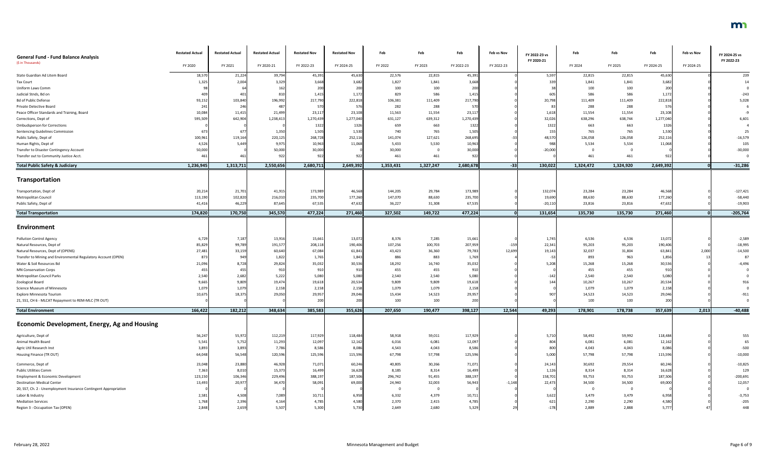## General Fund - Fund Balance Analysis

($ in Thousands)

| | Restated Actual FY 2020 | Restated Actual FY 2021 | Restated Actual FY 2020-21 | Restated Nov FY 2022-23 | Restated Nov FY 2024-25 | Feb FY 2022 | Feb FY 2023 | Feb FY 2022-23 | Feb vs Nov FY 2022-23 | FY 2022-23 vs FY 2020-21 | Feb FY 2024 | Feb FY 2025 | Feb FY 2024-25 | Feb vs Nov FY 2024-25 | FY 2024-25 vs FY 2022-23 |
|---|---|---|---|---|---|---|---|---|---|---|---|---|---|---|---|
| State Guardian Ad Litem Board | 18,570 | 21,224 | 39,794 | 45,391 | 45,630 | 22,576 | 22,815 | 45,391 | 0 | 5,597 | 22,815 | 22,815 | 45,630 | 0 | 239 |
| Tax Court | 1,325 | 2,004 | 3,329 | 3,668 | 3,682 | 1,827 | 1,841 | 3,668 | 0 | 339 | 1,841 | 1,841 | 3,682 | 0 | 14 |
| Uniform Laws Comm | 98 | 64 | 162 | 200 | 200 | 100 | 100 | 200 | 0 | 38 | 100 | 100 | 200 | 0 | 0 |
| Judicial Stnds, Bd on | 409 | 401 | 810 | 1,415 | 1,172 | 829 | 586 | 1,415 | 0 | 605 | 586 | 586 | 1,172 | 0 | -243 |
| Bd of Public Defense | 93,152 | 103,840 | 196,992 | 217,790 | 222,818 | 106,381 | 111,409 | 217,790 | 0 | 20,798 | 111,409 | 111,409 | 222,818 | 0 | 5,028 |
| Private Detective Board | 241 | 246 | 487 | 570 | 576 | 282 | 288 | 570 | 0 | 83 | 288 | 288 | 576 | 0 | 6 |
| Peace Officer Standards and Training, Board | 10,084 | 11,415 | 21,499 | 23,117 | 23,108 | 11,563 | 11,554 | 23,117 | 0 | 1,618 | 11,554 | 11,554 | 23,108 | 0 | -9 |
| Corrections, Dept of | 595,509 | 642,904 | 1,238,413 | 1,270,439 | 1,277,040 | 631,127 | 639,312 | 1,270,439 | 0 | 32,026 | 638,296 | 638,744 | 1,277,040 | 0 | 6,601 |
| Ombudsperson for Corrections | 0 | 0 | 0 | 1322 | 1326 | 659 | 663 | 1322 | 0 | 1322 | 663 | 663 | 1326 | 0 | 4 |
| Sentencing Guidelines Commission | 673 | 677 | 1,350 | 1,505 | 1,530 | 740 | 765 | 1,505 | 0 | 155 | 765 | 765 | 1,530 | 0 | 25 |
| Public Safety, Dept of | 100,961 | 119,164 | 220,125 | 268,728 | 252,116 | 141,074 | 127,621 | 268,695 | -33 | 48,570 | 126,058 | 126,058 | 252,116 | 0 | -16,579 |
| Human Rights, Dept of | 4,526 | 5,449 | 9,975 | 10,963 | 11,068 | 5,433 | 5,530 | 10,963 | 0 | 988 | 5,534 | 5,534 | 11,068 | 0 | 105 |
| Transfer to Disaster Contingency Account | 50,000 | 0 | 50,000 | 30,000 | 0 | 30,000 | 0 | 30,000 | 0 | -20,000 | 0 | 0 | 0 | 0 | -30,000 |
| Transfer out to Community Justice Acct. | 461 | 461 | 922 | 922 | 922 | 461 | 461 | 922 | 0 | 0 | 461 | 461 | 922 | 0 | 0 |
| **Total Public Safety & Judiciary** | **1,236,945** | **1,313,711** | **2,550,656** | **2,680,711** | **2,649,392** | **1,353,431** | **1,327,247** | **2,680,678** | **-33** | **130,022** | **1,324,472** | **1,324,920** | **2,649,392** | **0** | **-31,286** |
| **Transportation** | | | | | | | | | | | | | | | |
| Transportation, Dept of | 20,214 | 21,701 | 41,915 | 173,989 | 46,568 | 144,205 | 29,784 | 173,989 | 0 | 132,074 | 23,284 | 23,284 | 46,568 | 0 | -127,421 |
| Metropolitan Council | 113,190 | 102,820 | 216,010 | 235,700 | 177,260 | 147,070 | 88,630 | 235,700 | 0 | 19,690 | 88,630 | 88,630 | 177,260 | 0 | -58,440 |
| Public Safety, Dept of | 41,416 | 46,229 | 87,645 | 67,535 | 47,632 | 36,227 | 31,308 | 67,535 | 0 | -20,110 | 23,816 | 23,816 | 47,632 | 0 | -19,903 |
| **Total Transportation** | **174,820** | **170,750** | **345,570** | **477,224** | **271,460** | **327,502** | **149,722** | **477,224** | **0** | **131,654** | **135,730** | **135,730** | **271,460** | **0** | **-205,764** |
| **Environment** | | | | | | | | | | | | | | | |
| Pollution Control Agency | 6,729 | 7,187 | 13,916 | 15,661 | 13,072 | 8,376 | 7,285 | 15,661 | 0 | 1,745 | 6,536 | 6,536 | 13,072 | 0 | -2,589 |
| Natural Resources, Dept of | 85,829 | 99,789 | 191,577 | 208,118 | 190,406 | 107,256 | 100,703 | 207,959 | -159 | 22,341 | 95,203 | 95,203 | 190,406 | 0 | -18,995 |
| Natural Resources, Dept of (OPENS) | 27,481 | 33,159 | 60,640 | 67,084 | 61,841 | 43,423 | 36,360 | 79,783 | 12,699 | 19,143 | 32,037 | 31,804 | 63,841 | 2,000 | -14,500 |
| Transfer to Mining and Environmental Regulatory Account (OPEN) | 873 | 949 | 1,822 | 1,765 | 1,843 | 886 | 883 | 1,769 | 4 | -53 | 893 | 963 | 1,856 | 13 | 87 |
| Water & Soil Resources Bd | 21,096 | 8,728 | 29,824 | 35,032 | 30,536 | 18,292 | 16,740 | 35,032 | 0 | 5,208 | 15,268 | 15,268 | 30,536 | 0 | -4,496 |
| MN Conservation Corps | 455 | 455 | 910 | 910 | 910 | 455 | 455 | 910 | 0 | 0 | 455 | 455 | 910 | 0 | 0 |
| Metropolitan Council Parks | 2,540 | 2,682 | 5,222 | 5,080 | 5,080 | 2,540 | 2,540 | 5,080 | 0 | -142 | 2,540 | 2,540 | 5,080 | 0 | 0 |
| Zoological Board | 9,665 | 9,809 | 19,474 | 19,618 | 20,534 | 9,809 | 9,809 | 19,618 | 0 | 144 | 10,267 | 10,267 | 20,534 | 0 | 916 |
| Science Museum of Minnesota | 1,079 | 1,079 | 2,158 | 2,158 | 2,158 | 1,079 | 1,079 | 2,158 | 0 | 0 | 1,079 | 1,079 | 2,158 | 0 | 0 |
| Explore Minnesota Tourism | 10,675 | 18,375 | 29,050 | 29,957 | 29,046 | 15,434 | 14,523 | 29,957 | 0 | 907 | 14,523 | 14,523 | 29,046 | 0 | -911 |
| 21, SS1, CH 6 - MLCAT Repayment to REM-MLC (TR OUT) | 0 | 0 | 0 | 200 | 200 | 100 | 100 | 200 | 0 | 0 | 100 | 100 | 200 | 0 | 0 |
| **Total Environment** | **166,422** | **182,212** | **348,634** | **385,583** | **355,626** | **207,650** | **190,477** | **398,127** | **12,544** | **49,293** | **178,901** | **178,738** | **357,639** | **2,013** | **-40,488** |
| **Economic Development, Energy, Ag and Housing** | | | | | | | | | | | | | | | |
| Agriculture, Dept of | 56,247 | 55,972 | 112,219 | 117,929 | 118,484 | 58,918 | 59,011 | 117,929 | 0 | 5,710 | 58,492 | 59,992 | 118,484 | 0 | 555 |
| Animal Health Board | 5,541 | 5,752 | 11,293 | 12,097 | 12,162 | 6,016 | 6,081 | 12,097 | 0 | 804 | 6,081 | 6,081 | 12,162 | 0 | 65 |
| Agric Util Research Inst | 3,893 | 3,893 | 7,786 | 8,586 | 8,086 | 4,543 | 4,043 | 8,586 | 0 | 800 | 4,043 | 4,043 | 8,086 | 0 | -500 |
| Housing Finance (TR OUT) | 64,048 | 56,548 | 120,596 | 125,596 | 115,596 | 67,798 | 57,798 | 125,596 | 0 | 5,000 | 57,798 | 57,798 | 115,596 | 0 | -10,000 |
| Commerce, Dept of | 23,048 | 23,880 | 46,928 | 71,071 | 60,246 | 40,805 | 30,266 | 71,071 | 0 | 24,143 | 30,692 | 29,554 | 60,246 | 0 | -10,825 |
| Public Utilities Comm | 7,363 | 8,010 | 15,373 | 16,499 | 16,628 | 8,185 | 8,314 | 16,499 | 0 | 1,126 | 8,314 | 8,314 | 16,628 | 0 | 129 |
| Employment & Economic Development | 123,150 | 106,346 | 229,496 | 388,197 | 187,506 | 296,742 | 91,455 | 388,197 | 0 | 158,701 | 93,753 | 93,753 | 187,506 | 0 | -200,691 |
| Destination Medical Center | 13,493 | 20,977 | 34,470 | 58,091 | 69,000 | 24,940 | 32,003 | 56,943 | -1,148 | 22,473 | 34,500 | 34,500 | 69,000 | 0 | 12,057 |
| 20, SS7, Ch. 2 - Unemployment Insurance Contingent Appropriation | 0 | 0 | 0 | 0 | 0 | 0 | 0 | 0 | 0 | 0 | 0 | 0 | 0 | 0 | 0 |
| Labor & Industry | 2,581 | 4,508 | 7,089 | 10,711 | 6,958 | 6,332 | 4,379 | 10,711 | 0 | 3,622 | 3,479 | 3,479 | 6,958 | 0 | -3,753 |
| Mediation Services | 1,768 | 2,396 | 4,164 | 4,785 | 4,580 | 2,370 | 2,415 | 4,785 | 0 | 621 | 2,290 | 2,290 | 4,580 | 0 | -205 |
| Region 3 - Occupation Tax (OPEN) | 2,848 | 2,659 | 5,507 | 5,300 | 5,730 | 2,649 | 2,680 | 5,329 | 29 | -178 | 2,889 | 2,888 | 5,777 | 47 | 448 |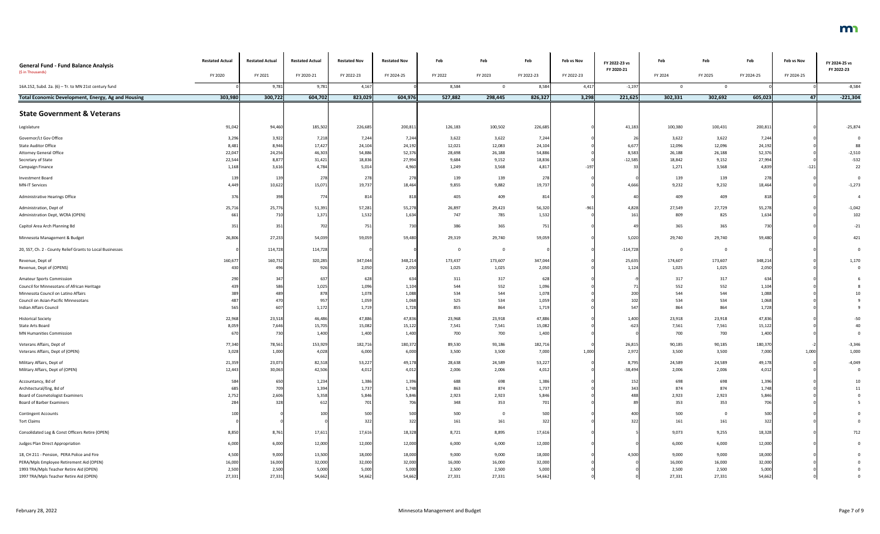| General Fund - Fund Balance Analysis<br>($ in Thousands) | Restated Actual<br>FY 2020 | Restated Actual<br>FY 2021 | Restated Actual<br>FY 2020-21 | Restated Nov<br>FY 2022-23 | Restated Nov<br>FY 2024-25 | Feb<br>FY 2022 | Feb<br>FY 2023 | Feb<br>FY 2022-23 | Feb vs Nov<br>FY 2022-23 | FY 2022-23 vs FY 2020-21 | Feb<br>FY 2024 | Feb<br>FY 2025 | Feb<br>FY 2024-25 | Feb vs Nov<br>FY 2024-25 | FY 2024-25 vs FY 2022-23 |
|---|---|---|---|---|---|---|---|---|---|---|---|---|---|---|---|
| 16A.152, Subd. 2a. (6) – Tr. to MN 21st century fund | 0 | 9,781 | 9,781 | 4,167 | 0 | 8,584 | 0 | 8,584 | 4,417 | -1,197 | 0 | 0 | 0 | 0 | -8,584 |
| **Total Economic Development, Energy, Ag and Housing** | **303,980** | **300,722** | **604,702** | **823,029** | **604,976** | **527,882** | **298,445** | **826,327** | **3,298** | **221,625** | **302,331** | **302,692** | **605,023** | **47** | **-221,304** |
| **State Government & Veterans** | | | | | | | | | | | | | | | |
| Legislature | 91,042 | 94,460 | 185,502 | 226,685 | 200,811 | 126,183 | 100,502 | 226,685 | 0 | 41,183 | 100,380 | 100,431 | 200,811 | 0 | -25,874 |
| Governor/Lt Gov Office | 3,296 | 3,922 | 7,218 | 7,244 | 7,244 | 3,622 | 3,622 | 7,244 | 0 | 26 | 3,622 | 3,622 | 7,244 | 0 | 0 |
| State Auditor Office | 8,481 | 8,946 | 17,427 | 24,104 | 24,192 | 12,021 | 12,083 | 24,104 | 0 | 6,677 | 12,096 | 12,096 | 24,192 | 0 | 88 |
| Attorney General Office | 22,047 | 24,256 | 46,303 | 54,886 | 52,376 | 28,698 | 26,188 | 54,886 | 0 | 8,583 | 26,188 | 26,188 | 52,376 | 0 | -2,510 |
| Secretary of State | 22,544 | 8,877 | 31,421 | 18,836 | 27,994 | 9,684 | 9,152 | 18,836 | 0 | -12,585 | 18,842 | 9,152 | 27,994 | 0 | -532 |
| Campaign Finance | 1,168 | 3,616 | 4,784 | 5,014 | 4,960 | 1,249 | 3,568 | 4,817 | -197 | 33 | 1,271 | 3,568 | 4,839 | -121 | 22 |
| Investment Board | 139 | 139 | 278 | 278 | 278 | 139 | 139 | 278 | 0 | 0 | 139 | 139 | 278 | 0 | 0 |
| MN-IT Services | 4,449 | 10,622 | 15,071 | 19,737 | 18,464 | 9,855 | 9,882 | 19,737 | 0 | 4,666 | 9,232 | 9,232 | 18,464 | 0 | -1,273 |
| Administrative Hearings Office | 376 | 398 | 774 | 814 | 818 | 405 | 409 | 814 | 0 | 40 | 409 | 409 | 818 | 0 | 4 |
| Administration, Dept of | 25,716 | 25,776 | 51,391 | 57,281 | 55,278 | 26,897 | 29,423 | 56,320 | -961 | 4,828 | 27,549 | 27,729 | 55,278 | 0 | -1,042 |
| Administration Dept, WCRA (OPEN) | 661 | 710 | 1,371 | 1,532 | 1,634 | 747 | 785 | 1,532 | 0 | 161 | 809 | 825 | 1,634 | 0 | 102 |
| Capitol Area Arch Planning Bd | 351 | 351 | 702 | 751 | 730 | 386 | 365 | 751 | 0 | 49 | 365 | 365 | 730 | 0 | -21 |
| Minnesota Management & Budget | 26,806 | 27,233 | 54,039 | 59,059 | 59,480 | 29,319 | 29,740 | 59,059 | 0 | 5,020 | 29,740 | 29,740 | 59,480 | 0 | 421 |
| 20, SS7, Ch. 2 - County Relief Grants to Local Businesses | 0 | 114,728 | 114,728 | 0 | 0 | 0 | 0 | 0 | 0 | -114,728 | 0 | 0 | 0 | 0 | 0 |
| Revenue, Dept of | 160,677 | 160,732 | 320,285 | 347,044 | 348,214 | 173,437 | 173,607 | 347,044 | 0 | 25,635 | 174,607 | 173,607 | 348,214 | 0 | 1,170 |
| Revenue, Dept of (OPENS) | 430 | 496 | 926 | 2,050 | 2,050 | 1,025 | 1,025 | 2,050 | 0 | 1,124 | 1,025 | 1,025 | 2,050 | 0 | 0 |
| Amateur Sports Commission | 290 | 347 | 637 | 628 | 634 | 311 | 317 | 628 | 0 | -9 | 317 | 317 | 634 | 0 | 6 |
| Council for Minnesotans of African Heritage | 439 | 586 | 1,025 | 1,096 | 1,104 | 544 | 552 | 1,096 | 0 | 71 | 552 | 552 | 1,104 | 0 | 8 |
| Minnesota Council on Latino Affairs | 389 | 489 | 878 | 1,078 | 1,088 | 534 | 544 | 1,078 | 0 | 200 | 544 | 544 | 1,088 | 0 | 10 |
| Council on Asian-Pacific Minnesotans | 487 | 470 | 957 | 1,059 | 1,068 | 525 | 534 | 1,059 | 0 | 102 | 534 | 534 | 1,068 | 0 | 9 |
| Indian Affairs Council | 565 | 607 | 1,172 | 1,719 | 1,728 | 855 | 864 | 1,719 | 0 | 547 | 864 | 864 | 1,728 | 0 | 9 |
| Historical Society | 22,968 | 23,518 | 46,486 | 47,886 | 47,836 | 23,968 | 23,918 | 47,886 | 0 | 1,400 | 23,918 | 23,918 | 47,836 | 0 | -50 |
| State Arts Board | 8,059 | 7,646 | 15,705 | 15,082 | 15,122 | 7,541 | 7,541 | 15,082 | 0 | -623 | 7,561 | 7,561 | 15,122 | 0 | 40 |
| MN Humanities Commission | 670 | 730 | 1,400 | 1,400 | 1,400 | 700 | 700 | 1,400 | 0 | 0 | 700 | 700 | 1,400 | 0 | 0 |
| Veterans Affairs, Dept of | 77,340 | 78,561 | 153,929 | 182,716 | 180,372 | 89,530 | 93,186 | 182,716 | 0 | 26,815 | 90,185 | 90,185 | 180,370 | -2 | -3,346 |
| Veterans Affairs, Dept of (OPEN) | 3,028 | 1,000 | 4,028 | 6,000 | 6,000 | 3,500 | 3,500 | 7,000 | 1,000 | 2,972 | 3,500 | 3,500 | 7,000 | 1,000 | 1,000 |
| Military Affairs, Dept of | 21,359 | 23,073 | 82,518 | 53,227 | 49,178 | 28,638 | 24,589 | 53,227 | 0 | 8,795 | 24,589 | 24,589 | 49,178 | 0 | -4,049 |
| Military Affairs, Dept of (OPEN) | 12,443 | 30,063 | 42,506 | 4,012 | 4,012 | 2,006 | 2,006 | 4,012 | 0 | -38,494 | 2,006 | 2,006 | 4,012 | 0 | 0 |
| Accountancy, Bd of | 584 | 650 | 1,234 | 1,386 | 1,396 | 688 | 698 | 1,386 | 0 | 152 | 698 | 698 | 1,396 | 0 | 10 |
| Architectural/Eng, Bd of | 685 | 709 | 1,394 | 1,737 | 1,748 | 863 | 874 | 1,737 | 0 | 343 | 874 | 874 | 1,748 | 0 | 11 |
| Board of Cosmetologist Examiners | 2,752 | 2,606 | 5,358 | 5,846 | 5,846 | 2,923 | 2,923 | 5,846 | 0 | 488 | 2,923 | 2,923 | 5,846 | 0 | 0 |
| Board of Barber Examiners | 284 | 328 | 612 | 701 | 706 | 348 | 353 | 701 | 0 | 89 | 353 | 353 | 706 | 0 | 5 |
| Contingent Accounts | 100 | 0 | 100 | 500 | 500 | 500 | 0 | 500 | 0 | 400 | 500 | 0 | 500 | 0 | 0 |
| Tort Claims | 0 | 0 | 0 | 322 | 322 | 161 | 161 | 322 | 0 | 322 | 161 | 161 | 322 | 0 | 0 |
| Consolidated Leg & Const Officers Retire (OPEN) | 8,850 | 8,761 | 17,611 | 17,616 | 18,328 | 8,721 | 8,895 | 17,616 | 0 | 5 | 9,073 | 9,255 | 18,328 | 0 | 712 |
| Judges Plan Direct Appropriation | 6,000 | 6,000 | 12,000 | 12,000 | 12,000 | 6,000 | 6,000 | 12,000 | 0 | 0 | 6,000 | 6,000 | 12,000 | 0 | 0 |
| 18, CH 211 - Pension, PERA Police and Fire | 4,500 | 9,000 | 13,500 | 18,000 | 18,000 | 9,000 | 9,000 | 18,000 | 0 | 4,500 | 9,000 | 9,000 | 18,000 | 0 | 0 |
| PERA/Mpls Employee Retirement Aid (OPEN) | 16,000 | 16,000 | 32,000 | 32,000 | 32,000 | 16,000 | 16,000 | 32,000 | 0 | 0 | 16,000 | 16,000 | 32,000 | 0 | 0 |
| 1993 TRA/Mpls Teacher Retire Aid (OPEN) | 2,500 | 2,500 | 5,000 | 5,000 | 5,000 | 2,500 | 2,500 | 5,000 | 0 | 0 | 2,500 | 2,500 | 5,000 | 0 | 0 |
| 1997 TRA/Mpls Teacher Retire Aid (OPEN) | 27,331 | 27,331 | 54,662 | 54,662 | 54,662 | 27,331 | 27,331 | 54,662 | 0 | 0 | 27,331 | 27,331 | 54,662 | 0 | 0 |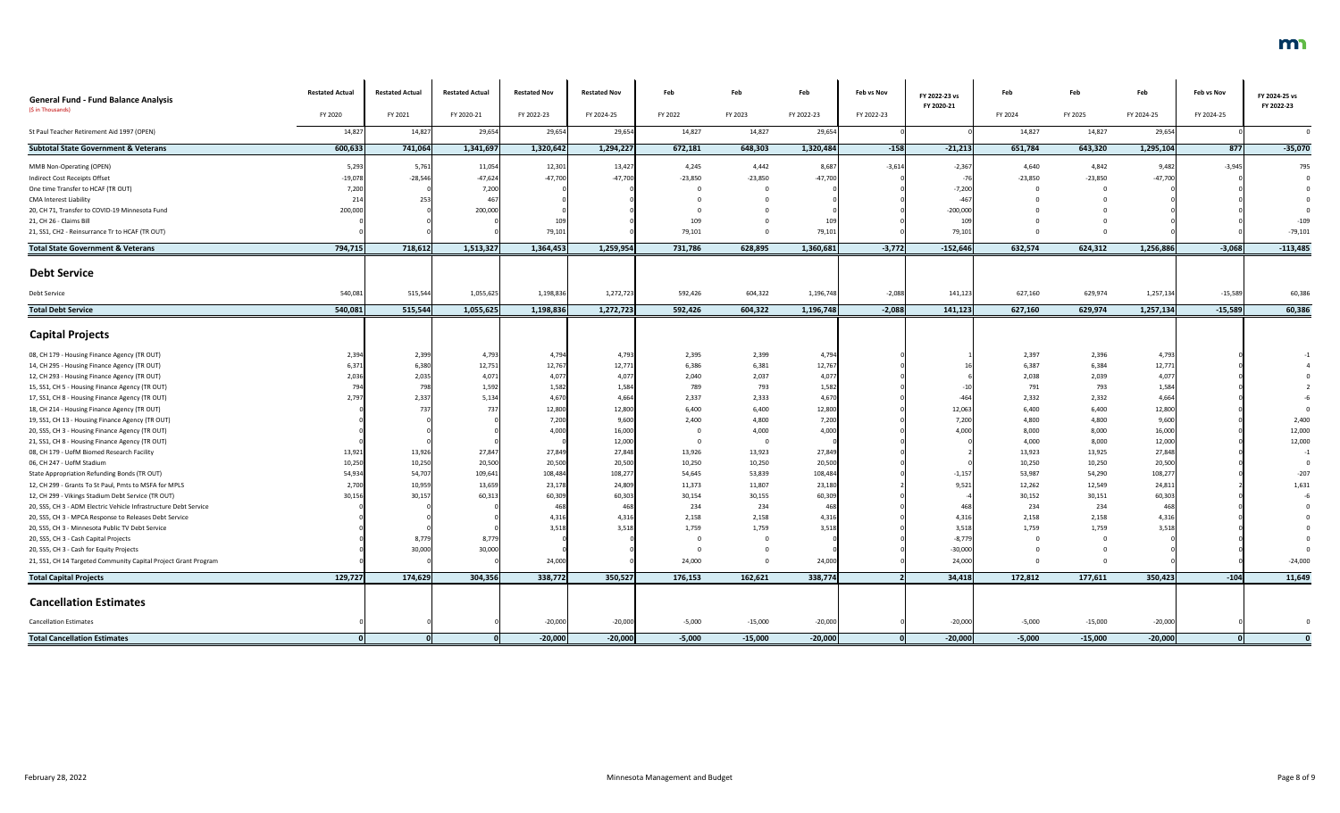| General Fund - Fund Balance Analysis ($ in Thousands) | Restated Actual FY 2020 | Restated Actual FY 2021 | Restated Actual FY 2020-21 | Restated Nov FY 2022-23 | Restated Nov FY 2024-25 | Feb FY 2022 | Feb FY 2023 | Feb FY 2022-23 | Feb vs Nov FY 2022-23 | FY 2022-23 vs FY 2020-21 | Feb FY 2024 | Feb FY 2025 | Feb FY 2024-25 | Feb vs Nov FY 2024-25 | FY 2024-25 vs FY 2022-23 |
|---|---|---|---|---|---|---|---|---|---|---|---|---|---|---|---|
| St Paul Teacher Retirement Aid 1997 (OPEN) | 14,827 | 14,827 | 29,654 | 29,654 | 29,654 | 14,827 | 14,827 | 29,654 | 0 | 0 | 14,827 | 14,827 | 29,654 | 0 | 0 |
| **Subtotal State Government & Veterans** | **600,633** | **741,064** | **1,341,697** | **1,320,642** | **1,294,227** | **672,181** | **648,303** | **1,320,484** | **-158** | **-21,213** | **651,784** | **643,320** | **1,295,104** | **877** | **-35,070** |
| MMB Non-Operating (OPEN) | 5,293 | 5,761 | 11,054 | 12,301 | 13,427 | 4,245 | 4,442 | 8,687 | -3,614 | -2,367 | 4,640 | 4,842 | 9,482 | -3,945 | 795 |
| Indirect Cost Receipts Offset | -19,078 | -28,546 | -47,624 | -47,700 | -47,700 | -23,850 | -23,850 | -47,700 | 0 | -76 | -23,850 | -23,850 | -47,700 | 0 | 0 |
| One time Transfer to HCAF (TR OUT) | 7,200 | 0 | 7,200 | 0 | 0 | 0 | 0 | 0 | 0 | -7,200 | 0 | 0 | 0 | 0 | 0 |
| CMA Interest Liability | 214 | 253 | 467 | 0 | 0 | 0 | 0 | 0 | 0 | -467 | 0 | 0 | 0 | 0 | 0 |
| 20, CH 71, Transfer to COVID-19 Minnesota Fund | 200,000 | 0 | 200,000 | 0 | 0 | 0 | 0 | 0 | 0 | -200,000 | 0 | 0 | 0 | 0 | 0 |
| 21, CH 26 - Claims Bill | 0 | 0 | 0 | 109 | 0 | 109 | 0 | 109 | 0 | 109 | 0 | 0 | 0 | 0 | -109 |
| 21, SS1, CH2 - Reinsurance Tr to HCAF (TR OUT) | 0 | 0 | 0 | 79,101 | 0 | 79,101 | 0 | 79,101 | 0 | 79,101 | 0 | 0 | 0 | 0 | -79,101 |
| **Total State Government & Veterans** | **794,715** | **718,612** | **1,513,327** | **1,364,453** | **1,259,954** | **731,786** | **628,895** | **1,360,681** | **-3,772** | **-152,646** | **632,574** | **624,312** | **1,256,886** | **-3,068** | **-113,485** |
| **Debt Service** | | | | | | | | | | | | | | | |
| Debt Service | 540,081 | 515,544 | 1,055,625 | 1,198,836 | 1,272,723 | 592,426 | 604,322 | 1,196,748 | -2,088 | 141,123 | 627,160 | 629,974 | 1,257,134 | -15,589 | 60,386 |
| **Total Debt Service** | **540,081** | **515,544** | **1,055,625** | **1,198,836** | **1,272,723** | **592,426** | **604,322** | **1,196,748** | **-2,088** | **141,123** | **627,160** | **629,974** | **1,257,134** | **-15,589** | **60,386** |
| **Capital Projects** | | | | | | | | | | | | | | | |
| 08, CH 179 - Housing Finance Agency (TR OUT) | 2,394 | 2,399 | 4,793 | 4,794 | 4,793 | 2,395 | 2,399 | 4,794 | 0 | 1 | 2,397 | 2,396 | 4,793 | 0 | -1 |
| 14, CH 295 - Housing Finance Agency (TR OUT) | 6,371 | 6,380 | 12,751 | 12,767 | 12,771 | 6,386 | 6,381 | 12,767 | 0 | 16 | 6,387 | 6,384 | 12,771 | 0 | 4 |
| 12, CH 293 - Housing Finance Agency (TR OUT) | 2,036 | 2,035 | 4,071 | 4,077 | 4,077 | 2,040 | 2,037 | 4,077 | 0 | 6 | 2,038 | 2,039 | 4,077 | 0 | 0 |
| 15, SS1, CH 5 - Housing Finance Agency (TR OUT) | 794 | 798 | 1,592 | 1,582 | 1,584 | 789 | 793 | 1,582 | 0 | -10 | 791 | 793 | 1,584 | 0 | 2 |
| 17, SS1, CH 8 - Housing Finance Agency (TR OUT) | 2,797 | 2,337 | 5,134 | 4,670 | 4,664 | 2,337 | 2,333 | 4,670 | 0 | -464 | 2,332 | 2,332 | 4,664 | 0 | -6 |
| 18, CH 214 - Housing Finance Agency (TR OUT) | 0 | 737 | 737 | 12,800 | 12,800 | 6,400 | 6,400 | 12,800 | 0 | 12,063 | 6,400 | 6,400 | 12,800 | 0 | 0 |
| 19, SS1, CH 13 - Housing Finance Agency (TR OUT) | 0 | 0 | 0 | 7,200 | 9,600 | 2,400 | 4,800 | 7,200 | 0 | 7,200 | 4,800 | 4,800 | 9,600 | 0 | 2,400 |
| 20, SS5, CH 3 - Housing Finance Agency (TR OUT) | 0 | 0 | 0 | 4,000 | 16,000 | 0 | 4,000 | 4,000 | 0 | 4,000 | 8,000 | 8,000 | 16,000 | 0 | 12,000 |
| 21, SS1, CH 8 - Housing Finance Agency (TR OUT) | 0 | 0 | 0 | 0 | 12,000 | 0 | 0 | 0 | 0 | 0 | 4,000 | 8,000 | 12,000 | 0 | 12,000 |
| 08, CH 179 - UofM Biomed Research Facility | 13,921 | 13,926 | 27,847 | 27,849 | 27,848 | 13,926 | 13,923 | 27,849 | 0 | 2 | 13,923 | 13,925 | 27,848 | 0 | -1 |
| 06, CH 247 - UofM Stadium | 10,250 | 10,250 | 20,500 | 20,500 | 20,500 | 10,250 | 10,250 | 20,500 | 0 | 0 | 10,250 | 10,250 | 20,500 | 0 | 0 |
| State Appropriation Refunding Bonds (TR OUT) | 54,934 | 54,707 | 109,641 | 108,484 | 108,277 | 54,645 | 53,839 | 108,484 | 0 | -1,157 | 53,987 | 54,290 | 108,277 | 0 | -207 |
| 12, CH 299 - Grants To St Paul, Pmts to MSFA for MPLS | 2,700 | 10,959 | 13,659 | 23,178 | 24,809 | 11,373 | 11,807 | 23,180 | 2 | 9,521 | 12,262 | 12,549 | 24,811 | 2 | 1,631 |
| 12, CH 299 - Vikings Stadium Debt Service (TR OUT) | 30,156 | 30,157 | 60,313 | 60,309 | 60,303 | 30,154 | 30,155 | 60,309 | 0 | -4 | 30,152 | 30,151 | 60,303 | 0 | -6 |
| 20, SS5, CH 3 - ADM Electric Vehicle Infrastructure Debt Service | 0 | 0 | 0 | 468 | 468 | 234 | 234 | 468 | 0 | 468 | 234 | 234 | 468 | 0 | 0 |
| 20, SS5, CH 3 - MPCA Response to Releases Debt Service | 0 | 0 | 0 | 4,316 | 4,316 | 2,158 | 2,158 | 4,316 | 0 | 4,316 | 2,158 | 2,158 | 4,316 | 0 | 0 |
| 20, SS5, CH 3 - Minnesota Public TV Debt Service | 0 | 0 | 0 | 3,518 | 3,518 | 1,759 | 1,759 | 3,518 | 0 | 3,518 | 1,759 | 1,759 | 3,518 | 0 | 0 |
| 20, SS5, CH 3 - Cash Capital Projects | 0 | 8,779 | 8,779 | 0 | 0 | 0 | 0 | 0 | 0 | -8,779 | 0 | 0 | 0 | 0 | 0 |
| 20, SS5, CH 3 - Cash for Equity Projects | 0 | 30,000 | 30,000 | 0 | 0 | 0 | 0 | 0 | 0 | -30,000 | 0 | 0 | 0 | 0 | 0 |
| 21, SS1, CH 14 Targeted Community Capital Project Grant Program | 0 | 0 | 0 | 24,000 | 0 | 24,000 | 0 | 24,000 | 0 | 24,000 | 0 | 0 | 0 | 0 | -24,000 |
| **Total Capital Projects** | **129,727** | **174,629** | **304,356** | **338,772** | **350,527** | **176,153** | **162,621** | **338,774** | **2** | **34,418** | **172,812** | **177,611** | **350,423** | **-104** | **11,649** |
| **Cancellation Estimates** | | | | | | | | | | | | | | | |
| Cancellation Estimates | 0 | 0 | 0 | -20,000 | -20,000 | -5,000 | -15,000 | -20,000 | 0 | -20,000 | -5,000 | -15,000 | -20,000 | 0 | 0 |
| **Total Cancellation Estimates** | **0** | **0** | **0** | **-20,000** | **-20,000** | **-5,000** | **-15,000** | **-20,000** | **0** | **-20,000** | **-5,000** | **-15,000** | **-20,000** | **0** | **0** |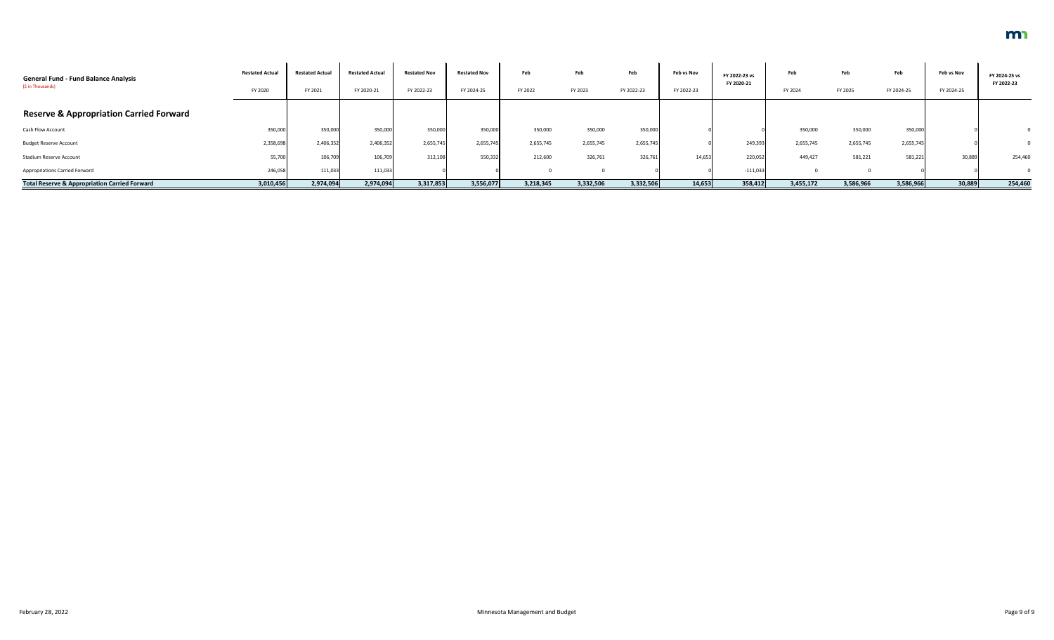| General Fund - Fund Balance Analysis ($ in Thousands) | Restated Actual FY 2020 | Restated Actual FY 2021 | Restated Actual FY 2020-21 | Restated Nov FY 2022-23 | Restated Nov FY 2024-25 | Feb FY 2022 | Feb FY 2023 | Feb FY 2022-23 | Feb vs Nov FY 2022-23 | FY 2022-23 vs FY 2020-21 | Feb FY 2024 | Feb FY 2025 | Feb FY 2024-25 | Feb vs Nov FY 2024-25 | FY 2024-25 vs FY 2022-23 |
|---|---|---|---|---|---|---|---|---|---|---|---|---|---|---|---|
| **Reserve & Appropriation Carried Forward** | | | | | | | | | | | | | | | |
| Cash Flow Account | 350,000 | 350,000 | 350,000 | 350,000 | 350,000 | 350,000 | 350,000 | 350,000 | 0 | 0 | 350,000 | 350,000 | 350,000 | 0 | 0 |
| Budget Reserve Account | 2,358,698 | 2,406,352 | 2,406,352 | 2,655,745 | 2,655,745 | 2,655,745 | 2,655,745 | 2,655,745 | 0 | 249,393 | 2,655,745 | 2,655,745 | 2,655,745 | 0 | 0 |
| Stadium Reserve Account | 55,700 | 106,709 | 106,709 | 312,108 | 550,332 | 212,600 | 326,761 | 326,761 | 14,653 | 220,052 | 449,427 | 581,221 | 581,221 | 30,889 | 254,460 |
| Appropriations Carried Forward | 246,058 | 111,033 | 111,033 | 0 | 0 | 0 | 0 | 0 | 0 | -111,033 | 0 | 0 | 0 | 0 | 0 |
| **Total Reserve & Appropriation Carried Forward** | **3,010,456** | **2,974,094** | **2,974,094** | **3,317,853** | **3,556,077** | **3,218,345** | **3,332,506** | **3,332,506** | **14,653** | **358,412** | **3,455,172** | **3,586,966** | **3,586,966** | **30,889** | **254,460** |